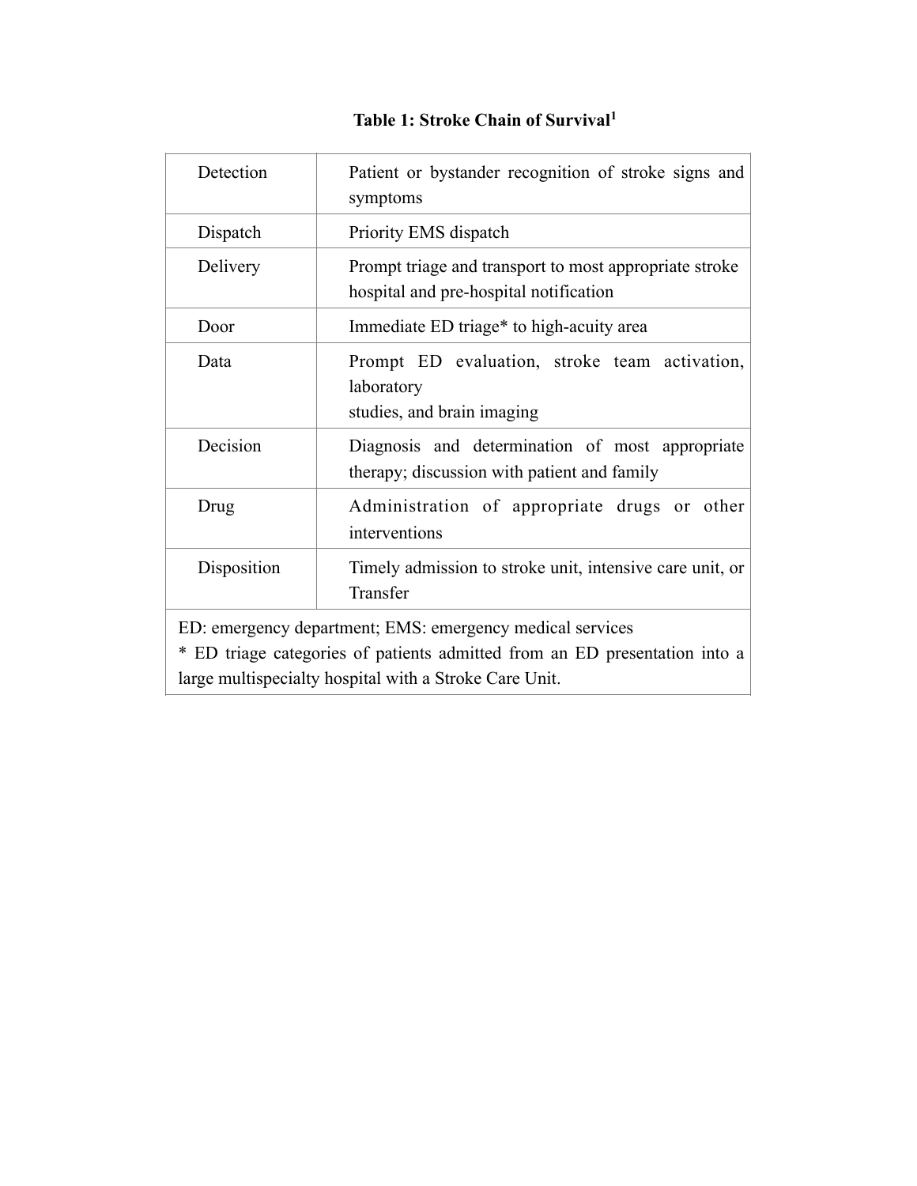**Table 1: Stroke Chain of Survival[1]**

| | |
|---|---|
| Detection | Patient or bystander recognition of stroke signs and symptoms |
| Dispatch | Priority EMS dispatch |
| Delivery | Prompt triage and transport to most appropriate stroke hospital and pre-hospital notification |
| Door | Immediate ED triage* to high-acuity area |
| Data | Prompt ED evaluation, stroke team activation, laboratory studies, and brain imaging |
| Decision | Diagnosis and determination of most appropriate therapy; discussion with patient and family |
| Drug | Administration of appropriate drugs or other interventions |
| Disposition | Timely admission to stroke unit, intensive care unit, or Transfer |

ED: emergency department; EMS: emergency medical services

* ED triage categories of patients admitted from an ED presentation into a large multispecialty hospital with a Stroke Care Unit.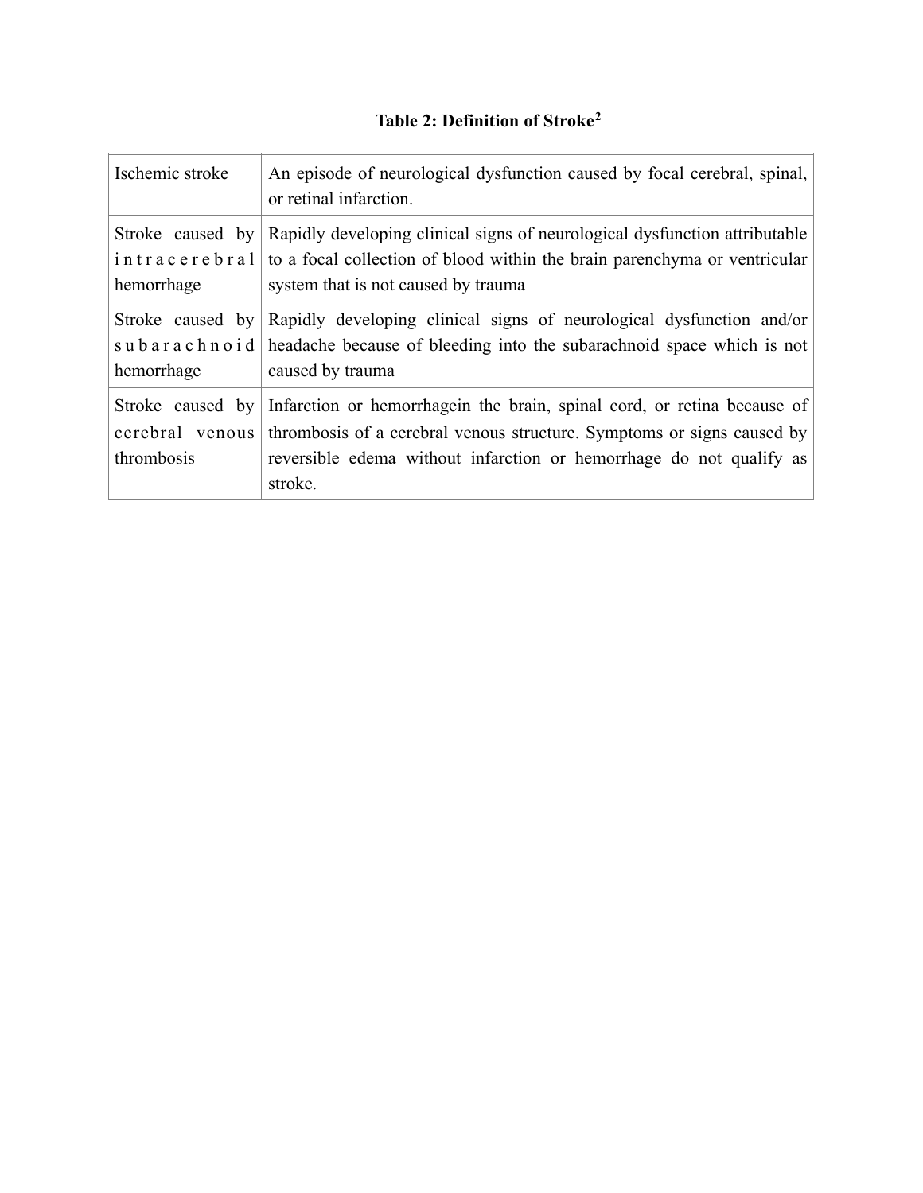**Table 2: Definition of Stroke[2]**

| | |
|---|---|
| Ischemic stroke | An episode of neurological dysfunction caused by focal cerebral, spinal, or retinal infarction. |
| Stroke caused by intracerebral hemorrhage | Rapidly developing clinical signs of neurological dysfunction attributable to a focal collection of blood within the brain parenchyma or ventricular system that is not caused by trauma |
| Stroke caused by subarachnoid hemorrhage | Rapidly developing clinical signs of neurological dysfunction and/or headache because of bleeding into the subarachnoid space which is not caused by trauma |
| Stroke caused by cerebral venous thrombosis | Infarction or hemorrhagein the brain, spinal cord, or retina because of thrombosis of a cerebral venous structure. Symptoms or signs caused by reversible edema without infarction or hemorrhage do not qualify as stroke. |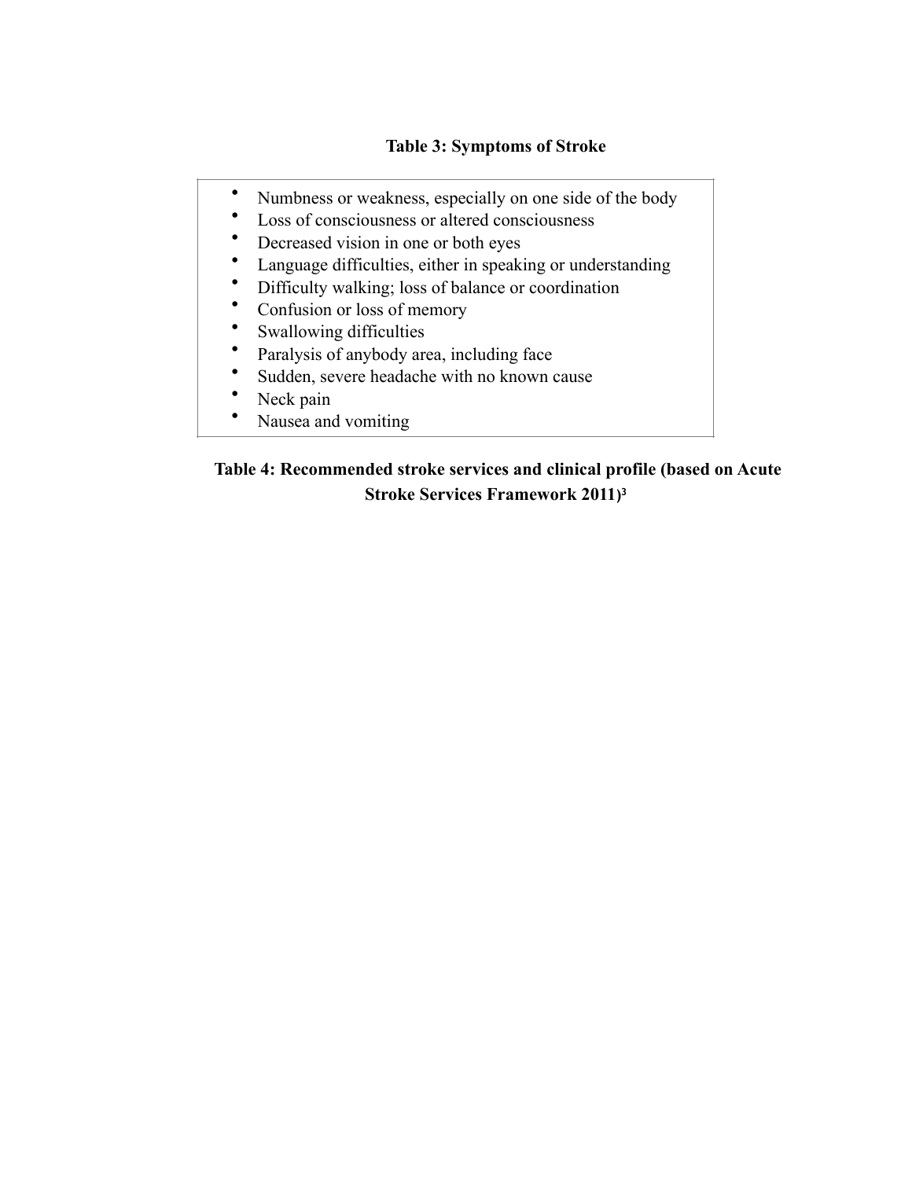**Table 3: Symptoms of Stroke**

- Numbness or weakness, especially on one side of the body
- Loss of consciousness or altered consciousness
- Decreased vision in one or both eyes
- Language difficulties, either in speaking or understanding
- Difficulty walking; loss of balance or coordination
- Confusion or loss of memory
- Swallowing difficulties
- Paralysis of anybody area, including face
- Sudden, severe headache with no known cause
- Neck pain
- Nausea and vomiting

**Table 4: Recommended stroke services and clinical profile (based on Acute Stroke Services Framework 2011)[3]**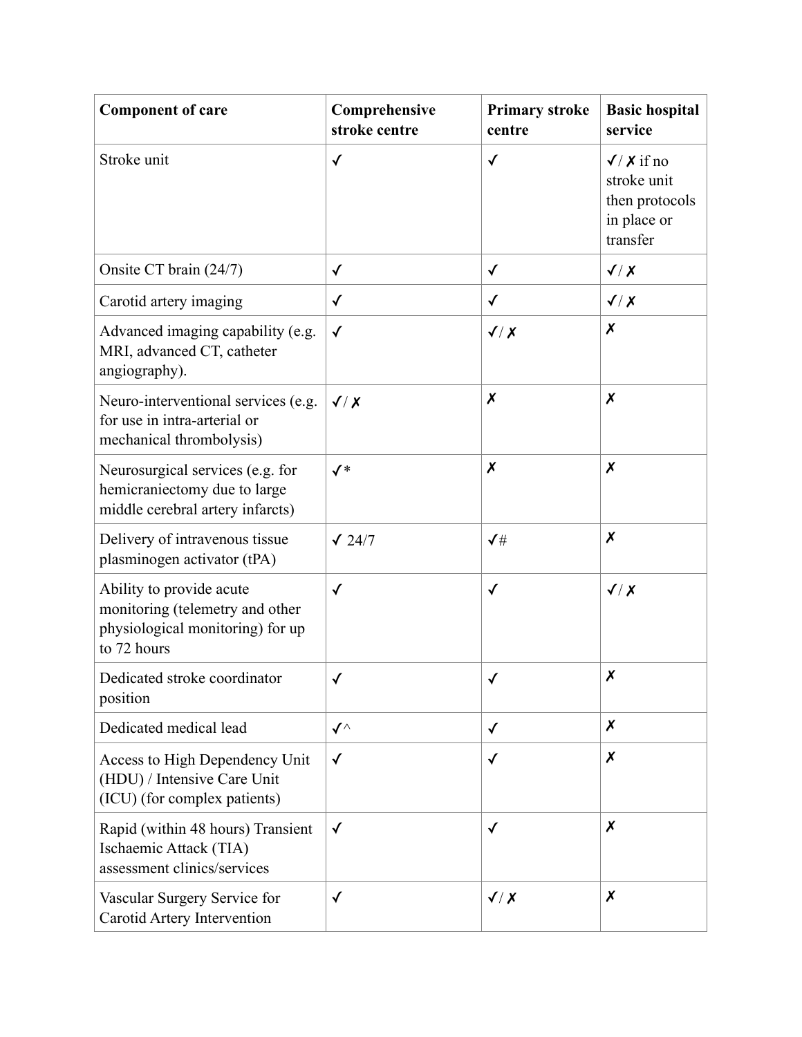| Component of care | Comprehensive stroke centre | Primary stroke centre | Basic hospital service |
|---|---|---|---|
| Stroke unit | ✓ | ✓ | ✓/ ✗ if no stroke unit then protocols in place or transfer |
| Onsite CT brain (24/7) | ✓ | ✓ | ✓/ ✗ |
| Carotid artery imaging | ✓ | ✓ | ✓/ ✗ |
| Advanced imaging capability (e.g. MRI, advanced CT, catheter angiography). | ✓ | ✓/ ✗ | ✗ |
| Neuro-interventional services (e.g. for use in intra-arterial or mechanical thrombolysis) | ✓/ ✗ | ✗ | ✗ |
| Neurosurgical services (e.g. for hemicraniectomy due to large middle cerebral artery infarcts) | ✓* | ✗ | ✗ |
| Delivery of intravenous tissue plasminogen activator (tPA) | ✓ 24/7 | ✓# | ✗ |
| Ability to provide acute monitoring (telemetry and other physiological monitoring) for up to 72 hours | ✓ | ✓ | ✓/ ✗ |
| Dedicated stroke coordinator position | ✓ | ✓ | ✗ |
| Dedicated medical lead | ✓^ | ✓ | ✗ |
| Access to High Dependency Unit (HDU) / Intensive Care Unit (ICU) (for complex patients) | ✓ | ✓ | ✗ |
| Rapid (within 48 hours) Transient Ischaemic Attack (TIA) assessment clinics/services | ✓ | ✓ | ✗ |
| Vascular Surgery Service for Carotid Artery Intervention | ✓ | ✓/ ✗ | ✗ |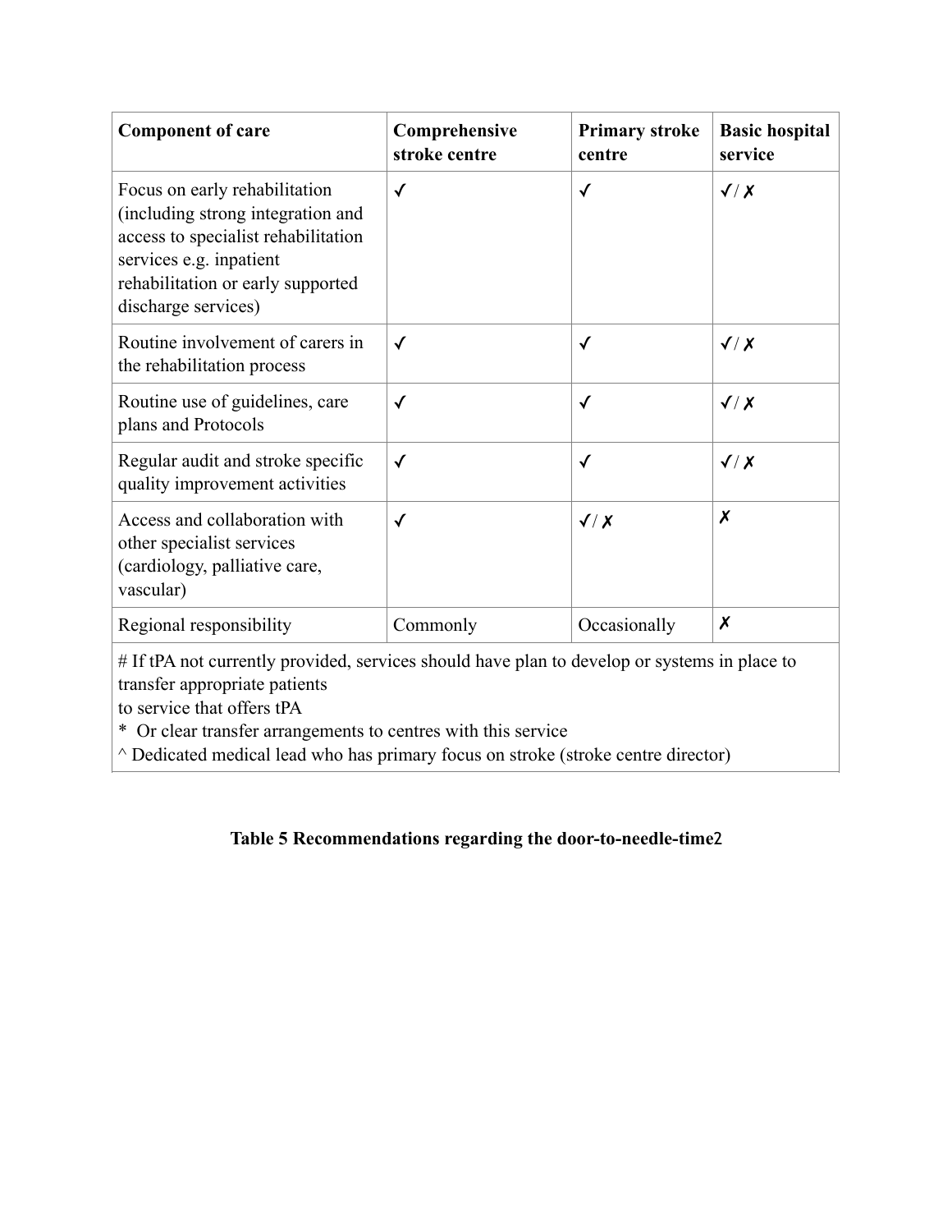| Component of care | Comprehensive stroke centre | Primary stroke centre | Basic hospital service |
|---|---|---|---|
| Focus on early rehabilitation (including strong integration and access to specialist rehabilitation services e.g. inpatient rehabilitation or early supported discharge services) | ✓ | ✓ | ✓/ ✗ |
| Routine involvement of carers in the rehabilitation process | ✓ | ✓ | ✓/ ✗ |
| Routine use of guidelines, care plans and Protocols | ✓ | ✓ | ✓/ ✗ |
| Regular audit and stroke specific quality improvement activities | ✓ | ✓ | ✓/ ✗ |
| Access and collaboration with other specialist services (cardiology, palliative care, vascular) | ✓ | ✓/ ✗ | ✗ |
| Regional responsibility | Commonly | Occasionally | ✗ |
| # If tPA not currently provided, services should have plan to develop or systems in place to transfer appropriate patients to service that offers tPA<br>* Or clear transfer arrangements to centres with this service<br>^ Dedicated medical lead who has primary focus on stroke (stroke centre director) | | | |

**Table 5 Recommendations regarding the door-to-needle-time2**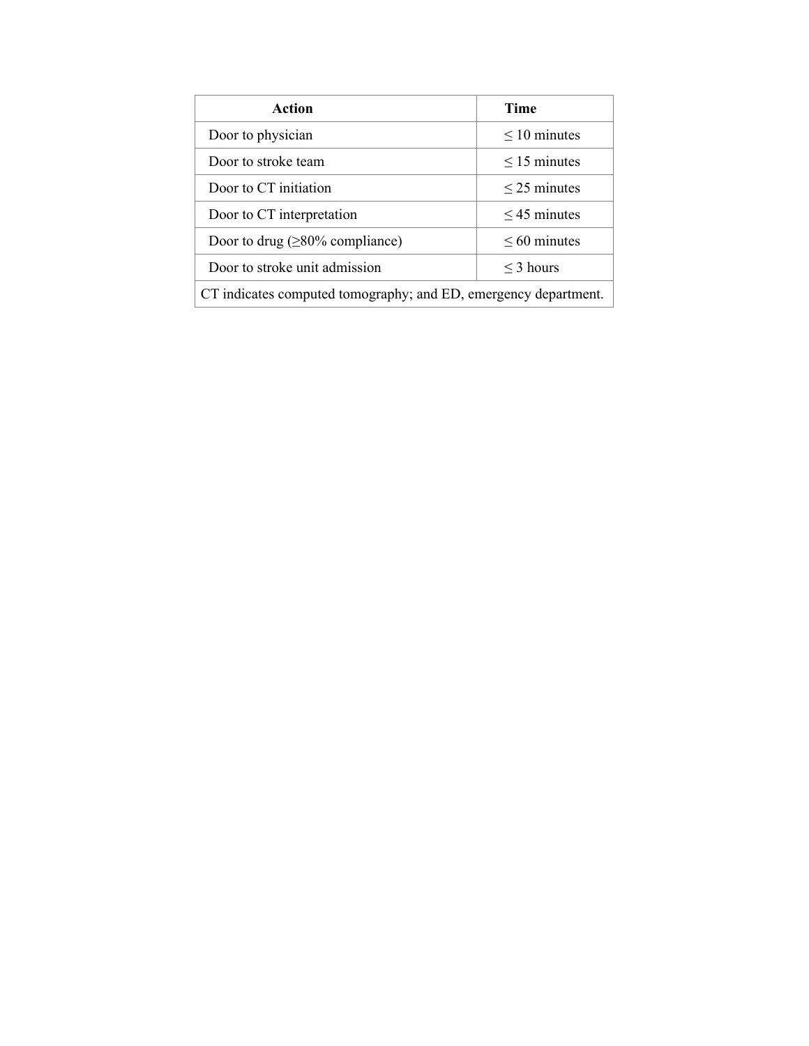| Action | Time |
| --- | --- |
| Door to physician | ≤ 10 minutes |
| Door to stroke team | ≤ 15 minutes |
| Door to CT initiation | ≤ 25 minutes |
| Door to CT interpretation | ≤ 45 minutes |
| Door to drug (≥80% compliance) | ≤ 60 minutes |
| Door to stroke unit admission | ≤ 3 hours |

CT indicates computed tomography; and ED, emergency department.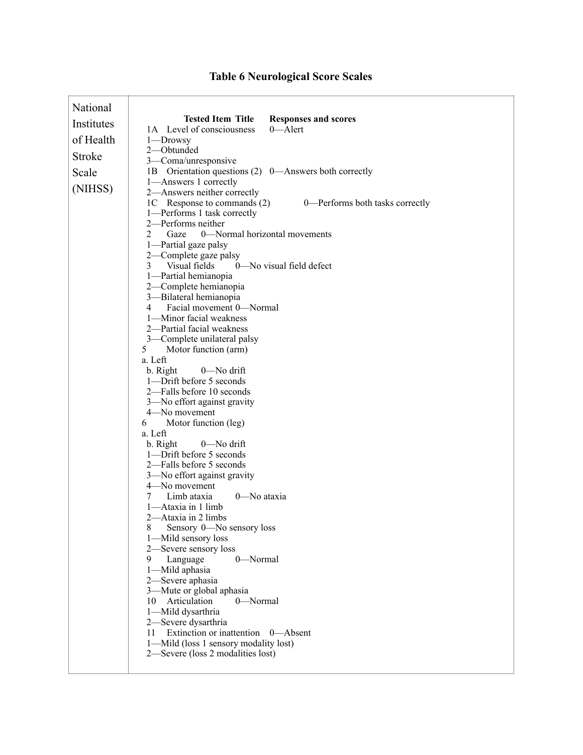**Table 6 Neurological Score Scales**

<table>
<tr>
<td>National Institutes of Health Stroke Scale (NIHSS)</td>
<td>

**Tested Item Title** **Responses and scores**

1A Level of consciousness 0—Alert<br>
1—Drowsy<br>
2—Obtunded<br>
3—Coma/unresponsive<br>
1B Orientation questions (2) 0—Answers both correctly<br>
1—Answers 1 correctly<br>
2—Answers neither correctly<br>
1C Response to commands (2) 0—Performs both tasks correctly<br>
1—Performs 1 task correctly<br>
2—Performs neither<br>
2 Gaze 0—Normal horizontal movements<br>
1—Partial gaze palsy<br>
2—Complete gaze palsy<br>
3 Visual fields 0—No visual field defect<br>
1—Partial hemianopia<br>
2—Complete hemianopia<br>
3—Bilateral hemianopia<br>
4 Facial movement 0—Normal<br>
1—Minor facial weakness<br>
2—Partial facial weakness<br>
3—Complete unilateral palsy<br>
5 Motor function (arm)<br>
a. Left<br>
b. Right 0—No drift<br>
1—Drift before 5 seconds<br>
2—Falls before 10 seconds<br>
3—No effort against gravity<br>
4—No movement<br>
6 Motor function (leg)<br>
a. Left<br>
b. Right 0—No drift<br>
1—Drift before 5 seconds<br>
2—Falls before 5 seconds<br>
3—No effort against gravity<br>
4—No movement<br>
7 Limb ataxia 0—No ataxia<br>
1—Ataxia in 1 limb<br>
2—Ataxia in 2 limbs<br>
8 Sensory 0—No sensory loss<br>
1—Mild sensory loss<br>
2—Severe sensory loss<br>
9 Language 0—Normal<br>
1—Mild aphasia<br>
2—Severe aphasia<br>
3—Mute or global aphasia<br>
10 Articulation 0—Normal<br>
1—Mild dysarthria<br>
2—Severe dysarthria<br>
11 Extinction or inattention 0—Absent<br>
1—Mild (loss 1 sensory modality lost)<br>
2—Severe (loss 2 modalities lost)

</td>
</tr>
</table>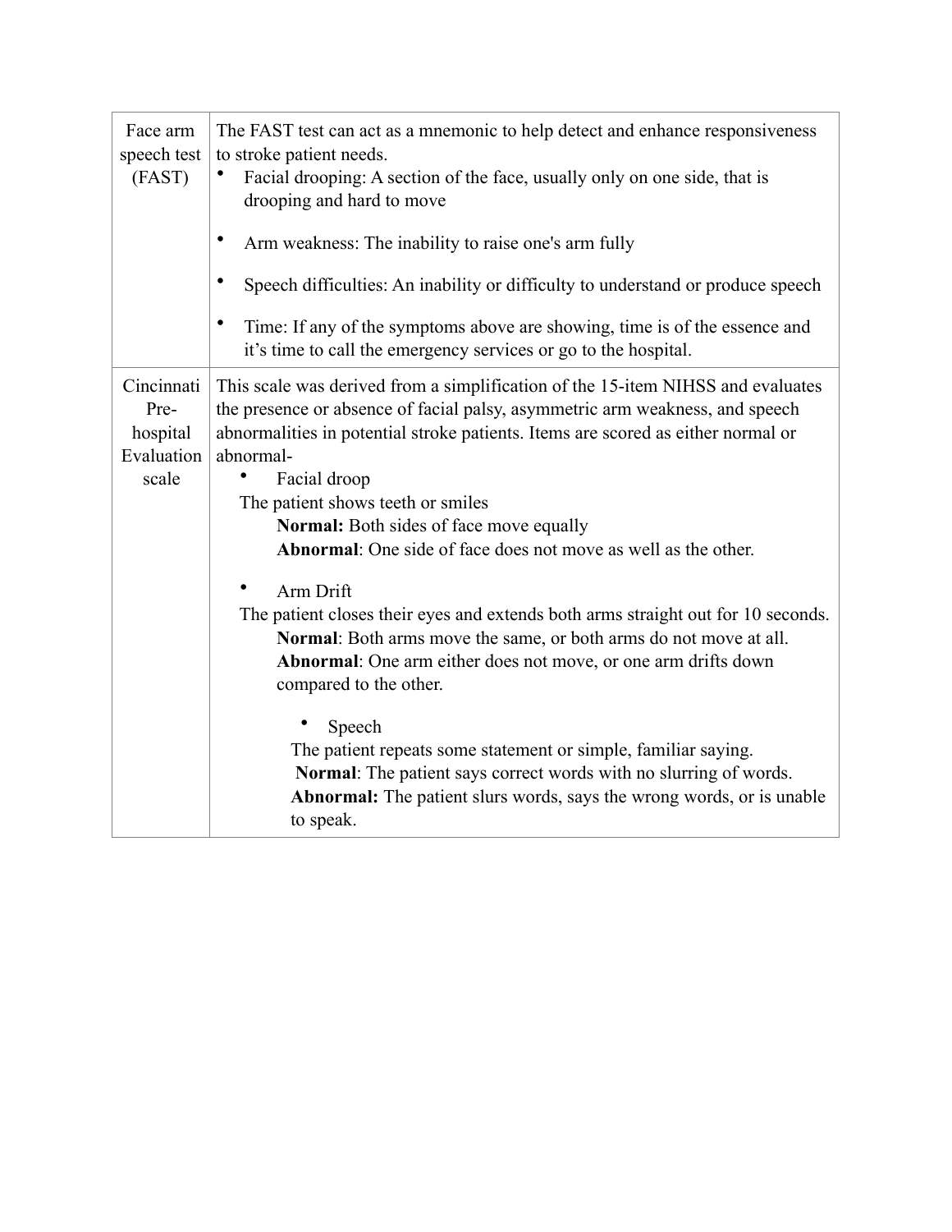| | |
|---|---|
| Face arm speech test (FAST) | The FAST test can act as a mnemonic to help detect and enhance responsiveness to stroke patient needs.<br>• Facial drooping: A section of the face, usually only on one side, that is drooping and hard to move<br>• Arm weakness: The inability to raise one's arm fully<br>• Speech difficulties: An inability or difficulty to understand or produce speech<br>• Time: If any of the symptoms above are showing, time is of the essence and it's time to call the emergency services or go to the hospital. |
| Cincinnati Pre-hospital Evaluation scale | This scale was derived from a simplification of the 15-item NIHSS and evaluates the presence or absence of facial palsy, asymmetric arm weakness, and speech abnormalities in potential stroke patients. Items are scored as either normal or abnormal-<br>• Facial droop<br>The patient shows teeth or smiles<br>**Normal:** Both sides of face move equally<br>**Abnormal**: One side of face does not move as well as the other.<br>• Arm Drift<br>The patient closes their eyes and extends both arms straight out for 10 seconds.<br>**Normal**: Both arms move the same, or both arms do not move at all.<br>**Abnormal**: One arm either does not move, or one arm drifts down compared to the other.<br>• Speech<br>The patient repeats some statement or simple, familiar saying.<br>**Normal**: The patient says correct words with no slurring of words.<br>**Abnormal:** The patient slurs words, says the wrong words, or is unable to speak. |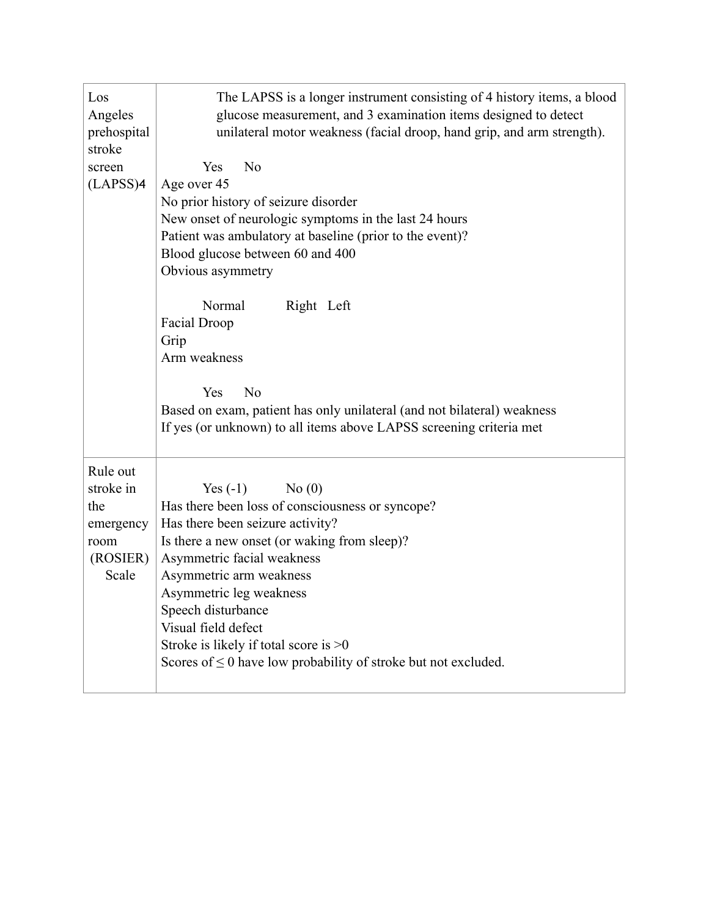| | |
|---|---|
| Los Angeles prehospital stroke screen (LAPSS)4 | The LAPSS is a longer instrument consisting of 4 history items, a blood glucose measurement, and 3 examination items designed to detect unilateral motor weakness (facial droop, hand grip, and arm strength).<br><br>Yes No<br>Age over 45<br>No prior history of seizure disorder<br>New onset of neurologic symptoms in the last 24 hours<br>Patient was ambulatory at baseline (prior to the event)?<br>Blood glucose between 60 and 400<br>Obvious asymmetry<br><br>Normal Right Left<br>Facial Droop<br>Grip<br>Arm weakness<br><br>Yes No<br>Based on exam, patient has only unilateral (and not bilateral) weakness<br>If yes (or unknown) to all items above LAPSS screening criteria met |
| Rule out stroke in the emergency room (ROSIER) Scale | Yes (-1) No (0)<br>Has there been loss of consciousness or syncope?<br>Has there been seizure activity?<br>Is there a new onset (or waking from sleep)?<br>Asymmetric facial weakness<br>Asymmetric arm weakness<br>Asymmetric leg weakness<br>Speech disturbance<br>Visual field defect<br>Stroke is likely if total score is >0<br>Scores of ≤ 0 have low probability of stroke but not excluded. |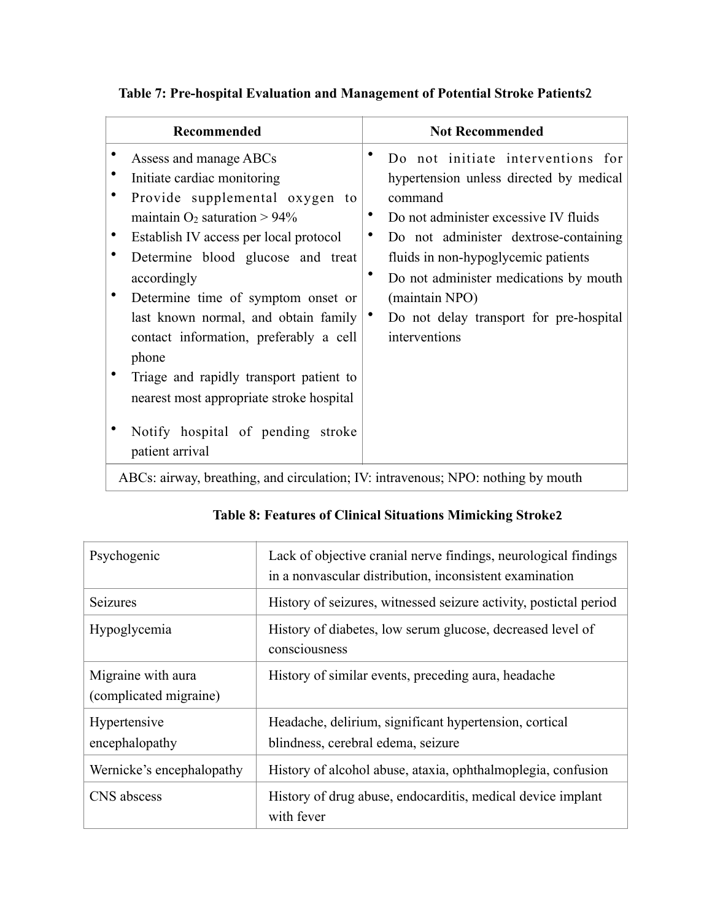**Table 7: Pre-hospital Evaluation and Management of Potential Stroke Patients[2]**

| Recommended | Not Recommended |
|---|---|
| • Assess and manage ABCs<br>• Initiate cardiac monitoring<br>• Provide supplemental oxygen to maintain $O_2$ saturation > 94%<br>• Establish IV access per local protocol<br>• Determine blood glucose and treat accordingly<br>• Determine time of symptom onset or last known normal, and obtain family contact information, preferably a cell phone<br>• Triage and rapidly transport patient to nearest most appropriate stroke hospital<br>• Notify hospital of pending stroke patient arrival | • Do not initiate interventions for hypertension unless directed by medical command<br>• Do not administer excessive IV fluids<br>• Do not administer dextrose-containing fluids in non-hypoglycemic patients<br>• Do not administer medications by mouth (maintain NPO)<br>• Do not delay transport for pre-hospital interventions |
| ABCs: airway, breathing, and circulation; IV: intravenous; NPO: nothing by mouth | |

**Table 8: Features of Clinical Situations Mimicking Stroke[2]**

| | |
|---|---|
| Psychogenic | Lack of objective cranial nerve findings, neurological findings in a nonvascular distribution, inconsistent examination |
| Seizures | History of seizures, witnessed seizure activity, postictal period |
| Hypoglycemia | History of diabetes, low serum glucose, decreased level of consciousness |
| Migraine with aura (complicated migraine) | History of similar events, preceding aura, headache |
| Hypertensive encephalopathy | Headache, delirium, significant hypertension, cortical blindness, cerebral edema, seizure |
| Wernicke's encephalopathy | History of alcohol abuse, ataxia, ophthalmoplegia, confusion |
| CNS abscess | History of drug abuse, endocarditis, medical device implant with fever |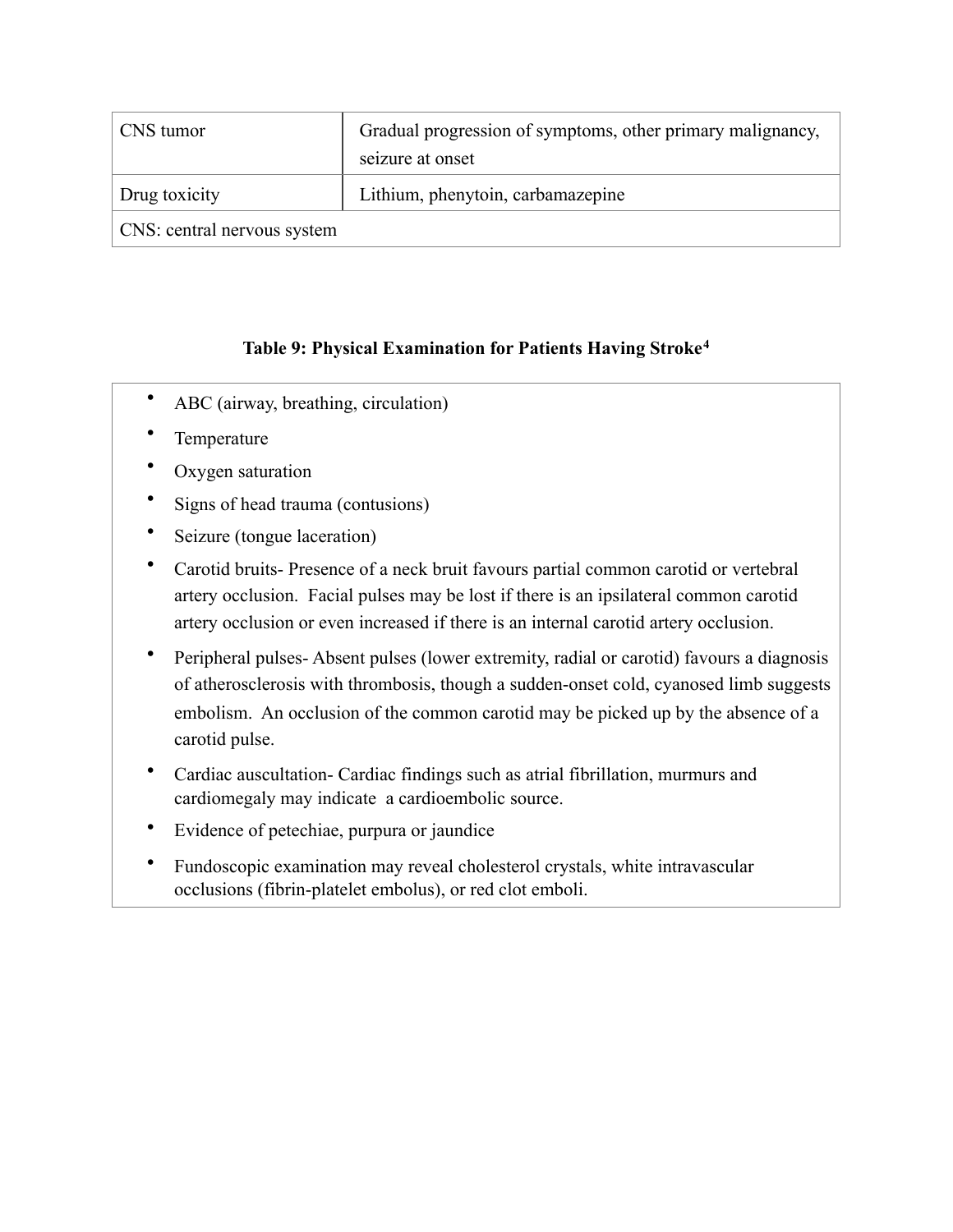| CNS tumor | Gradual progression of symptoms, other primary malignancy, seizure at onset |
|---|---|
| Drug toxicity | Lithium, phenytoin, carbamazepine |
| CNS: central nervous system | |

**Table 9: Physical Examination for Patients Having Stroke[4]**

- ABC (airway, breathing, circulation)
- Temperature
- Oxygen saturation
- Signs of head trauma (contusions)
- Seizure (tongue laceration)
- Carotid bruits- Presence of a neck bruit favours partial common carotid or vertebral artery occlusion. Facial pulses may be lost if there is an ipsilateral common carotid artery occlusion or even increased if there is an internal carotid artery occlusion.
- Peripheral pulses- Absent pulses (lower extremity, radial or carotid) favours a diagnosis of atherosclerosis with thrombosis, though a sudden-onset cold, cyanosed limb suggests embolism. An occlusion of the common carotid may be picked up by the absence of a carotid pulse.
- Cardiac auscultation- Cardiac findings such as atrial fibrillation, murmurs and cardiomegaly may indicate a cardioembolic source.
- Evidence of petechiae, purpura or jaundice
- Fundoscopic examination may reveal cholesterol crystals, white intravascular occlusions (fibrin-platelet embolus), or red clot emboli.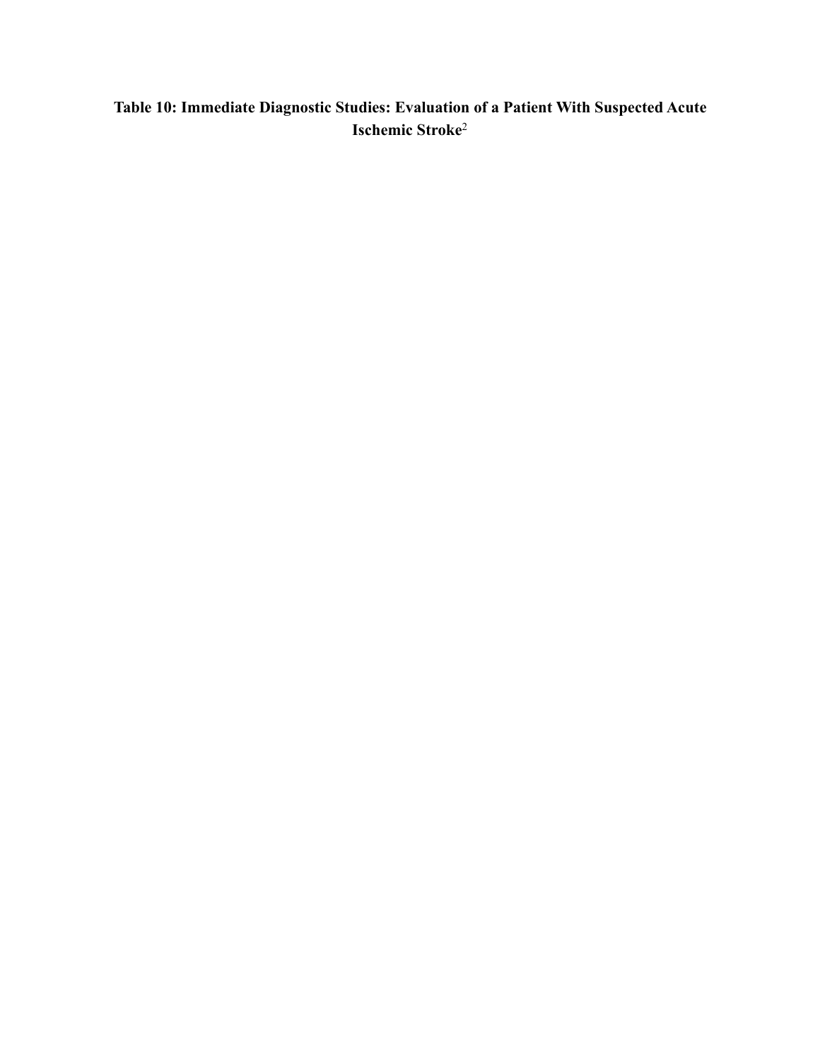**Table 10: Immediate Diagnostic Studies: Evaluation of a Patient With Suspected Acute Ischemic Stroke**[2]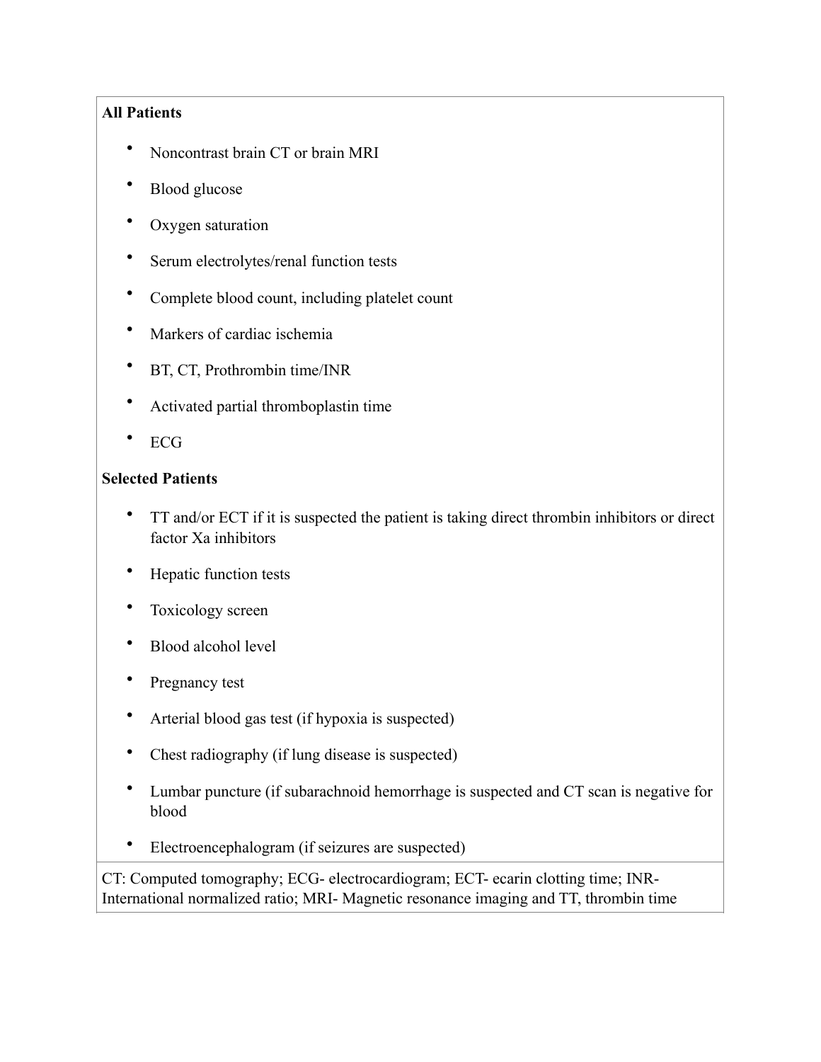**All Patients**

- Noncontrast brain CT or brain MRI
- Blood glucose
- Oxygen saturation
- Serum electrolytes/renal function tests
- Complete blood count, including platelet count
- Markers of cardiac ischemia
- BT, CT, Prothrombin time/INR
- Activated partial thromboplastin time
- ECG

**Selected Patients**

- TT and/or ECT if it is suspected the patient is taking direct thrombin inhibitors or direct factor Xa inhibitors
- Hepatic function tests
- Toxicology screen
- Blood alcohol level
- Pregnancy test
- Arterial blood gas test (if hypoxia is suspected)
- Chest radiography (if lung disease is suspected)
- Lumbar puncture (if subarachnoid hemorrhage is suspected and CT scan is negative for blood
- Electroencephalogram (if seizures are suspected)

CT: Computed tomography; ECG- electrocardiogram; ECT- ecarin clotting time; INR- International normalized ratio; MRI- Magnetic resonance imaging and TT, thrombin time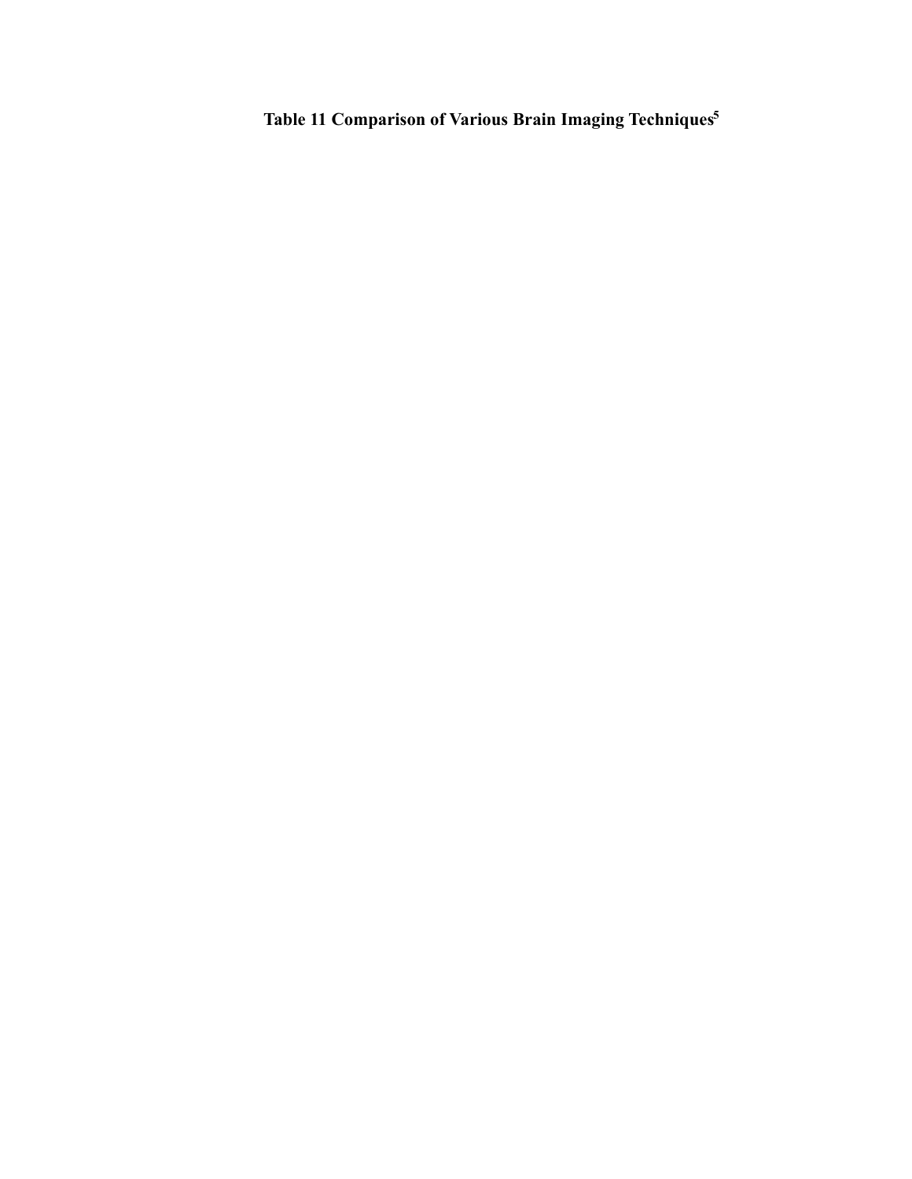**Table 11 Comparison of Various Brain Imaging Techniques[5]**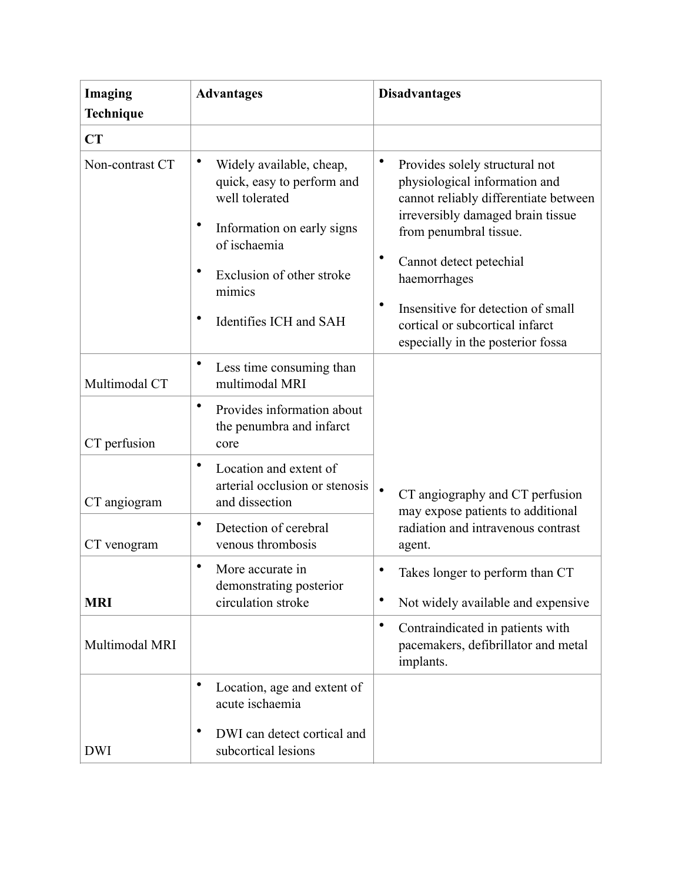| Imaging Technique | Advantages | Disadvantages |
|---|---|---|
| **CT** | | |
| Non-contrast CT | • Widely available, cheap, quick, easy to perform and well tolerated<br>• Information on early signs of ischaemia<br>• Exclusion of other stroke mimics<br>• Identifies ICH and SAH | • Provides solely structural not physiological information and cannot reliably differentiate between irreversibly damaged brain tissue from penumbral tissue.<br>• Cannot detect petechial haemorrhages<br>• Insensitive for detection of small cortical or subcortical infarct especially in the posterior fossa |
| Multimodal CT | • Less time consuming than multimodal MRI | • CT angiography and CT perfusion may expose patients to additional radiation and intravenous contrast agent. |
| CT perfusion | • Provides information about the penumbra and infarct core | |
| CT angiogram | • Location and extent of arterial occlusion or stenosis and dissection | |
| CT venogram | • Detection of cerebral venous thrombosis | |
| **MRI** | • More accurate in demonstrating posterior circulation stroke | • Takes longer to perform than CT<br>• Not widely available and expensive |
| Multimodal MRI | | • Contraindicated in patients with pacemakers, defibrillator and metal implants. |
| DWI | • Location, age and extent of acute ischaemia<br>• DWI can detect cortical and subcortical lesions | |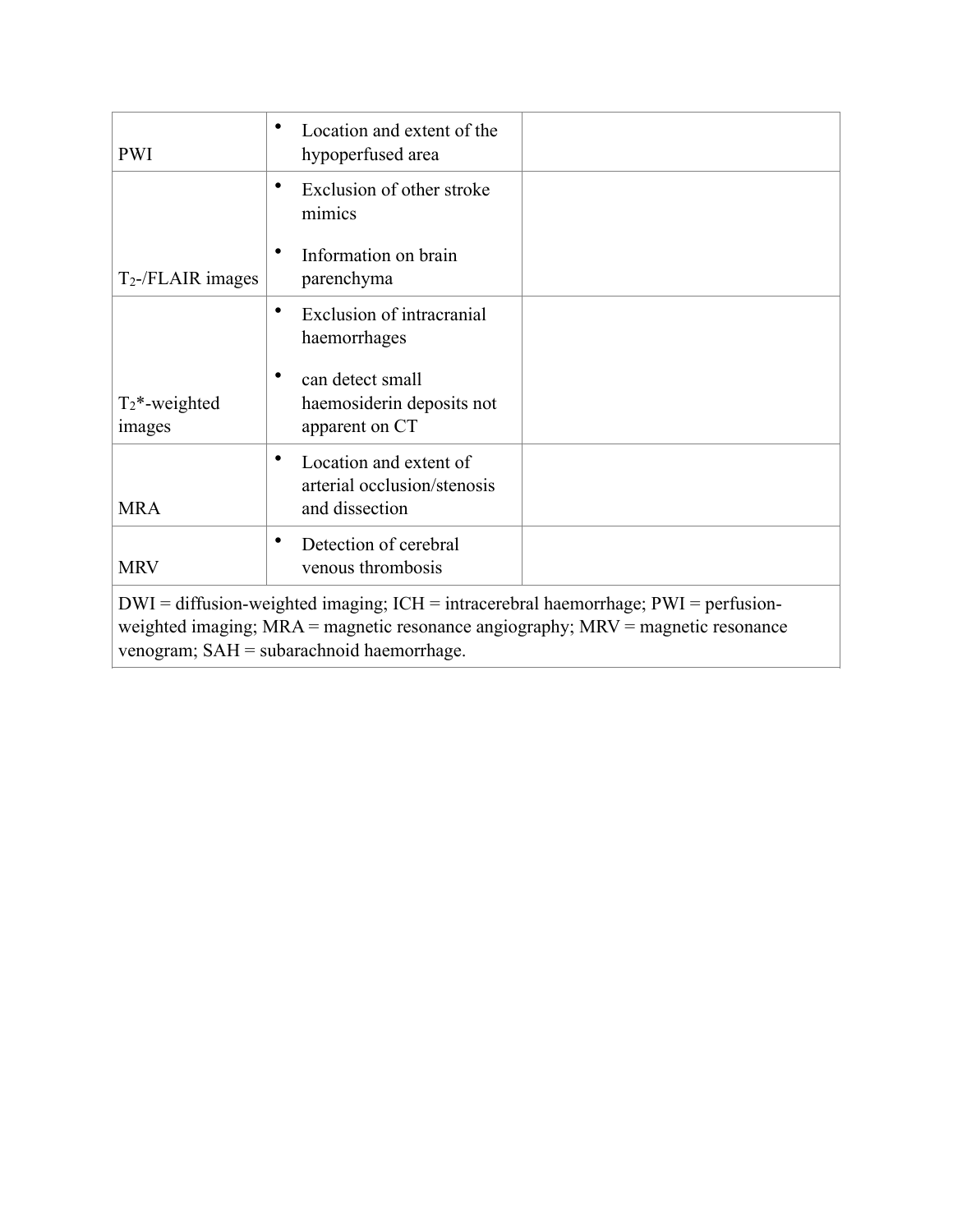| | | |
|---|---|---|
| PWI | • Location and extent of the hypoperfused area | |
| $T_2$-/FLAIR images | • Exclusion of other stroke mimics<br>• Information on brain parenchyma | |
| $T_2$*-weighted images | • Exclusion of intracranial haemorrhages<br>• can detect small haemosiderin deposits not apparent on CT | |
| MRA | • Location and extent of arterial occlusion/stenosis and dissection | |
| MRV | • Detection of cerebral venous thrombosis | |

DWI = diffusion-weighted imaging; ICH = intracerebral haemorrhage; PWI = perfusion-weighted imaging; MRA = magnetic resonance angiography; MRV = magnetic resonance venogram; SAH = subarachnoid haemorrhage.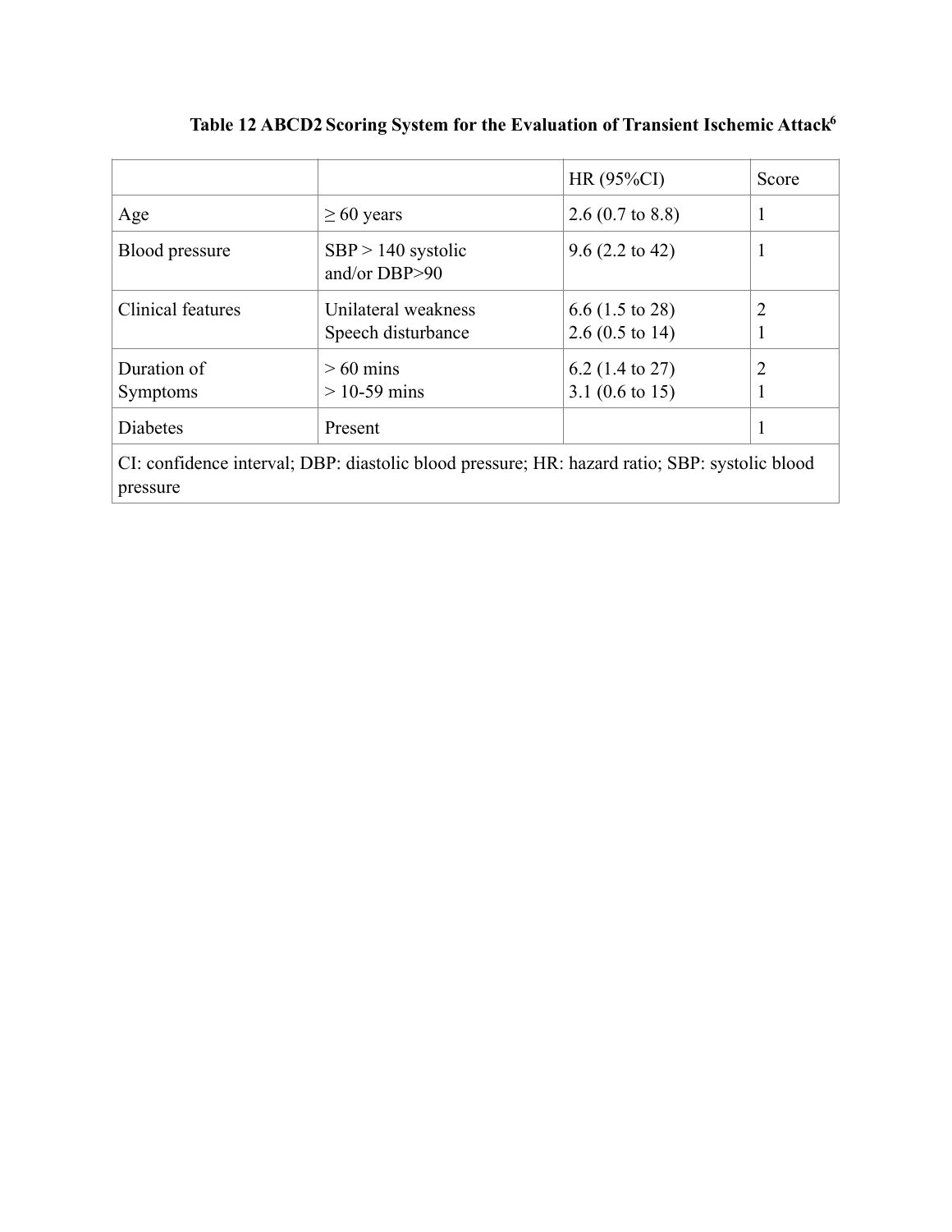**Table 12 ABCD2 Scoring System for the Evaluation of Transient Ischemic Attack[6]**

| | | HR (95%CI) | Score |
|---|---|---|---|
| Age | ≥ 60 years | 2.6 (0.7 to 8.8) | 1 |
| Blood pressure | SBP > 140 systolic and/or DBP>90 | 9.6 (2.2 to 42) | 1 |
| Clinical features | Unilateral weakness<br>Speech disturbance | 6.6 (1.5 to 28)<br>2.6 (0.5 to 14) | 2<br>1 |
| Duration of Symptoms | > 60 mins<br>> 10-59 mins | 6.2 (1.4 to 27)<br>3.1 (0.6 to 15) | 2<br>1 |
| Diabetes | Present | | 1 |

CI: confidence interval; DBP: diastolic blood pressure; HR: hazard ratio; SBP: systolic blood pressure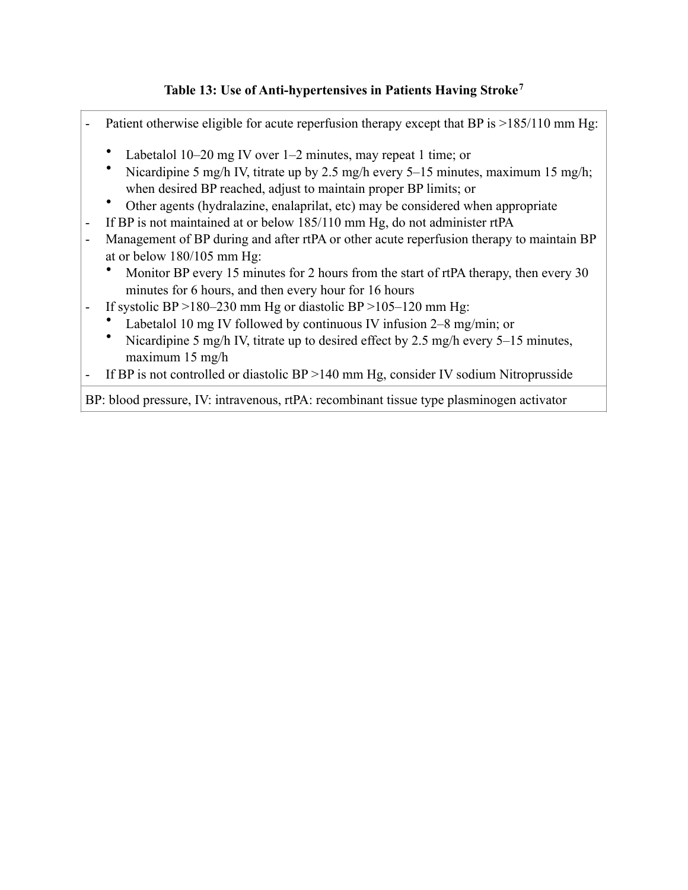**Table 13: Use of Anti-hypertensives in Patients Having Stroke[7]**

- Patient otherwise eligible for acute reperfusion therapy except that BP is >185/110 mm Hg:
  - Labetalol 10–20 mg IV over 1–2 minutes, may repeat 1 time; or
  - Nicardipine 5 mg/h IV, titrate up by 2.5 mg/h every 5–15 minutes, maximum 15 mg/h; when desired BP reached, adjust to maintain proper BP limits; or
  - Other agents (hydralazine, enalaprilat, etc) may be considered when appropriate
- If BP is not maintained at or below 185/110 mm Hg, do not administer rtPA
- Management of BP during and after rtPA or other acute reperfusion therapy to maintain BP at or below 180/105 mm Hg:
  - Monitor BP every 15 minutes for 2 hours from the start of rtPA therapy, then every 30 minutes for 6 hours, and then every hour for 16 hours
- If systolic BP >180–230 mm Hg or diastolic BP >105–120 mm Hg:
  - Labetalol 10 mg IV followed by continuous IV infusion 2–8 mg/min; or
  - Nicardipine 5 mg/h IV, titrate up to desired effect by 2.5 mg/h every 5–15 minutes, maximum 15 mg/h
- If BP is not controlled or diastolic BP >140 mm Hg, consider IV sodium Nitroprusside

BP: blood pressure, IV: intravenous, rtPA: recombinant tissue type plasminogen activator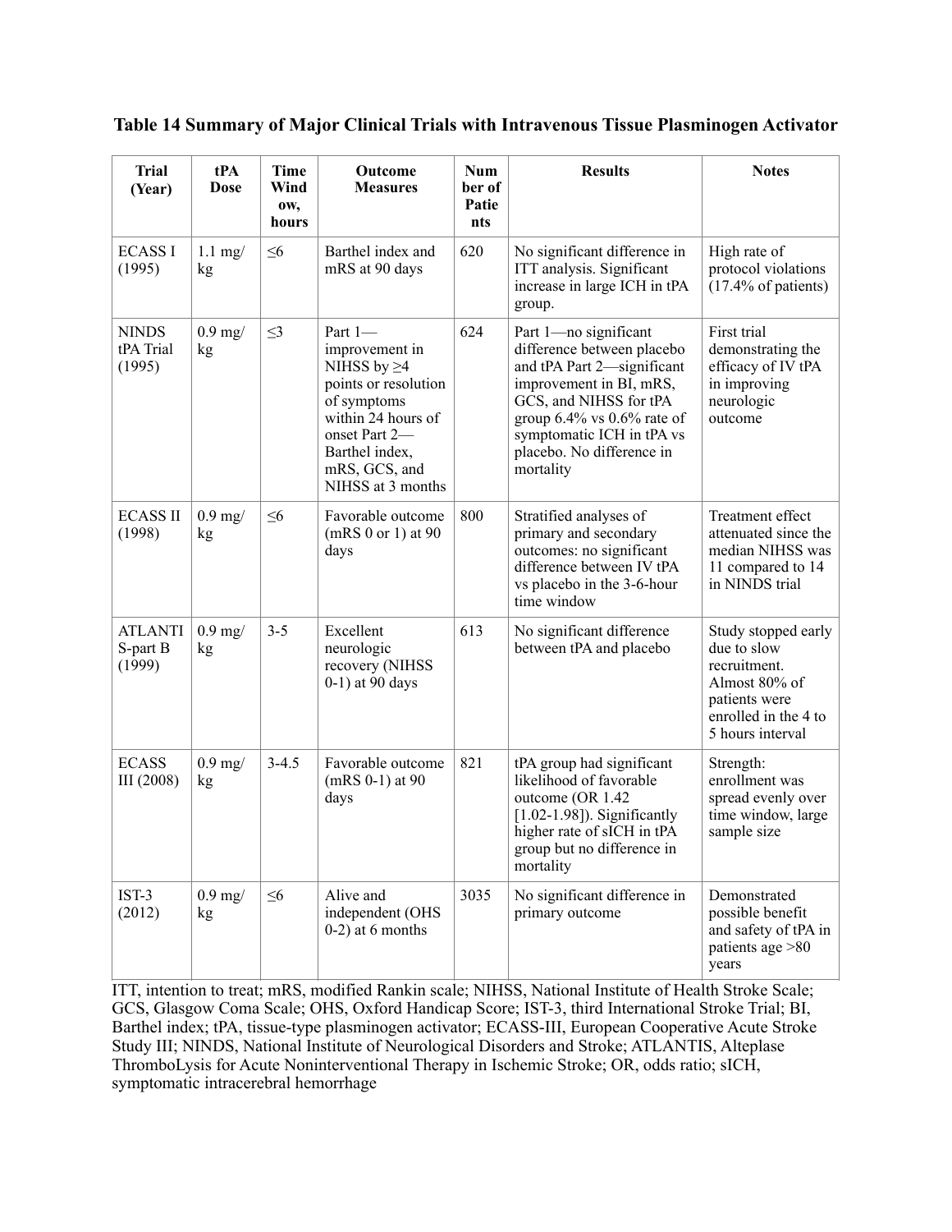**Table 14 Summary of Major Clinical Trials with Intravenous Tissue Plasminogen Activator**

| Trial (Year) | tPA Dose | Time Window, hours | Outcome Measures | Number of Patients | Results | Notes |
|---|---|---|---|---|---|---|
| ECASS I (1995) | 1.1 mg/kg | ≤6 | Barthel index and mRS at 90 days | 620 | No significant difference in ITT analysis. Significant increase in large ICH in tPA group. | High rate of protocol violations (17.4% of patients) |
| NINDS tPA Trial (1995) | 0.9 mg/kg | ≤3 | Part 1—improvement in NIHSS by ≥4 points or resolution of symptoms within 24 hours of onset Part 2—Barthel index, mRS, GCS, and NIHSS at 3 months | 624 | Part 1—no significant difference between placebo and tPA Part 2—significant improvement in BI, mRS, GCS, and NIHSS for tPA group 6.4% vs 0.6% rate of symptomatic ICH in tPA vs placebo. No difference in mortality | First trial demonstrating the efficacy of IV tPA in improving neurologic outcome |
| ECASS II (1998) | 0.9 mg/kg | ≤6 | Favorable outcome (mRS 0 or 1) at 90 days | 800 | Stratified analyses of primary and secondary outcomes: no significant difference between IV tPA vs placebo in the 3-6-hour time window | Treatment effect attenuated since the median NIHSS was 11 compared to 14 in NINDS trial |
| ATLANTIS-part B (1999) | 0.9 mg/kg | 3-5 | Excellent neurologic recovery (NIHSS 0-1) at 90 days | 613 | No significant difference between tPA and placebo | Study stopped early due to slow recruitment. Almost 80% of patients were enrolled in the 4 to 5 hours interval |
| ECASS III (2008) | 0.9 mg/kg | 3-4.5 | Favorable outcome (mRS 0-1) at 90 days | 821 | tPA group had significant likelihood of favorable outcome (OR 1.42 [1.02-1.98]). Significantly higher rate of sICH in tPA group but no difference in mortality | Strength: enrollment was spread evenly over time window, large sample size |
| IST-3 (2012) | 0.9 mg/kg | ≤6 | Alive and independent (OHS 0-2) at 6 months | 3035 | No significant difference in primary outcome | Demonstrated possible benefit and safety of tPA in patients age >80 years |

ITT, intention to treat; mRS, modified Rankin scale; NIHSS, National Institute of Health Stroke Scale; GCS, Glasgow Coma Scale; OHS, Oxford Handicap Score; IST-3, third International Stroke Trial; BI, Barthel index; tPA, tissue-type plasminogen activator; ECASS-III, European Cooperative Acute Stroke Study III; NINDS, National Institute of Neurological Disorders and Stroke; ATLANTIS, Alteplase ThromboLysis for Acute Noninterventional Therapy in Ischemic Stroke; OR, odds ratio; sICH, symptomatic intracerebral hemorrhage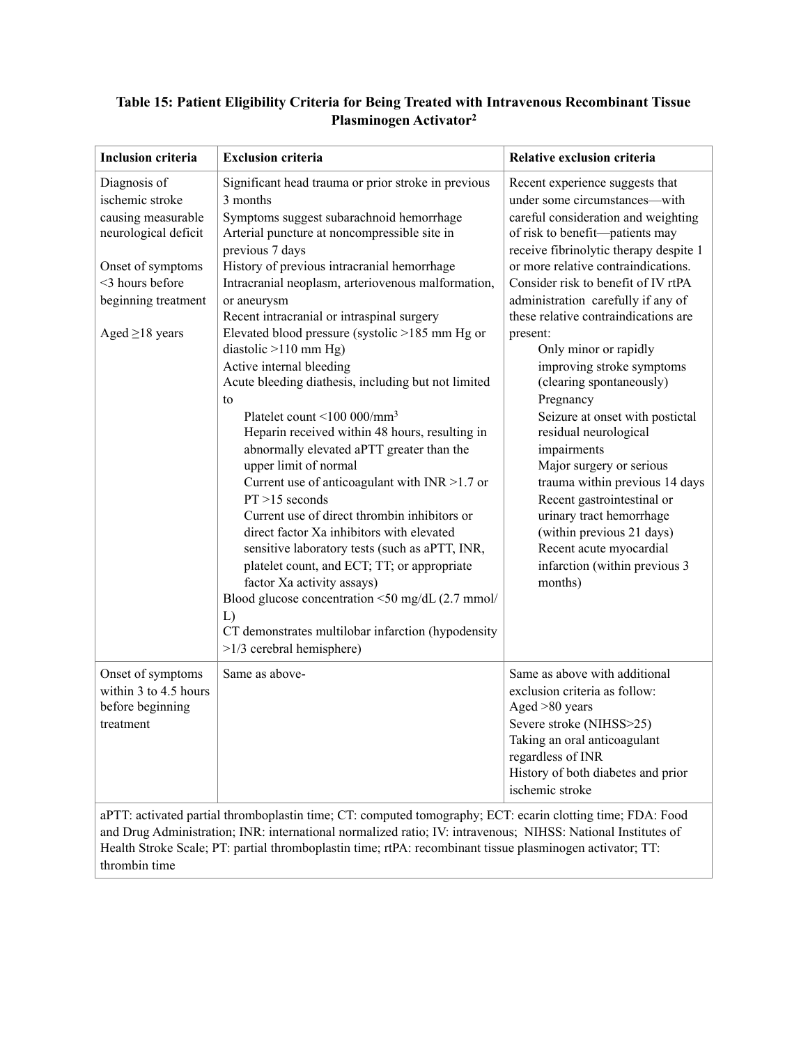**Table 15: Patient Eligibility Criteria for Being Treated with Intravenous Recombinant Tissue Plasminogen Activator[2]**

| Inclusion criteria | Exclusion criteria | Relative exclusion criteria |
|---|---|---|
| Diagnosis of ischemic stroke causing measurable neurological deficit<br><br>Onset of symptoms <3 hours before beginning treatment<br><br>Aged ≥18 years | Significant head trauma or prior stroke in previous 3 months<br>Symptoms suggest subarachnoid hemorrhage<br>Arterial puncture at noncompressible site in previous 7 days<br>History of previous intracranial hemorrhage<br>Intracranial neoplasm, arteriovenous malformation, or aneurysm<br>Recent intracranial or intraspinal surgery<br>Elevated blood pressure (systolic >185 mm Hg or diastolic >110 mm Hg)<br>Active internal bleeding<br>Acute bleeding diathesis, including but not limited to<br>Platelet count <100 000/mm$^3$<br>Heparin received within 48 hours, resulting in abnormally elevated aPTT greater than the upper limit of normal<br>Current use of anticoagulant with INR >1.7 or PT >15 seconds<br>Current use of direct thrombin inhibitors or direct factor Xa inhibitors with elevated sensitive laboratory tests (such as aPTT, INR, platelet count, and ECT; TT; or appropriate factor Xa activity assays)<br>Blood glucose concentration <50 mg/dL (2.7 mmol/L)<br>CT demonstrates multilobar infarction (hypodensity >1/3 cerebral hemisphere) | Recent experience suggests that under some circumstances—with careful consideration and weighting of risk to benefit—patients may receive fibrinolytic therapy despite 1 or more relative contraindications. Consider risk to benefit of IV rtPA administration carefully if any of these relative contraindications are present:<br>Only minor or rapidly improving stroke symptoms (clearing spontaneously)<br>Pregnancy<br>Seizure at onset with postictal residual neurological impairments<br>Major surgery or serious trauma within previous 14 days<br>Recent gastrointestinal or urinary tract hemorrhage (within previous 21 days)<br>Recent acute myocardial infarction (within previous 3 months) |
| Onset of symptoms within 3 to 4.5 hours before beginning treatment | Same as above- | Same as above with additional exclusion criteria as follow:<br>Aged >80 years<br>Severe stroke (NIHSS>25)<br>Taking an oral anticoagulant regardless of INR<br>History of both diabetes and prior ischemic stroke |

aPTT: activated partial thromboplastin time; CT: computed tomography; ECT: ecarin clotting time; FDA: Food and Drug Administration; INR: international normalized ratio; IV: intravenous; NIHSS: National Institutes of Health Stroke Scale; PT: partial thromboplastin time; rtPA: recombinant tissue plasminogen activator; TT: thrombin time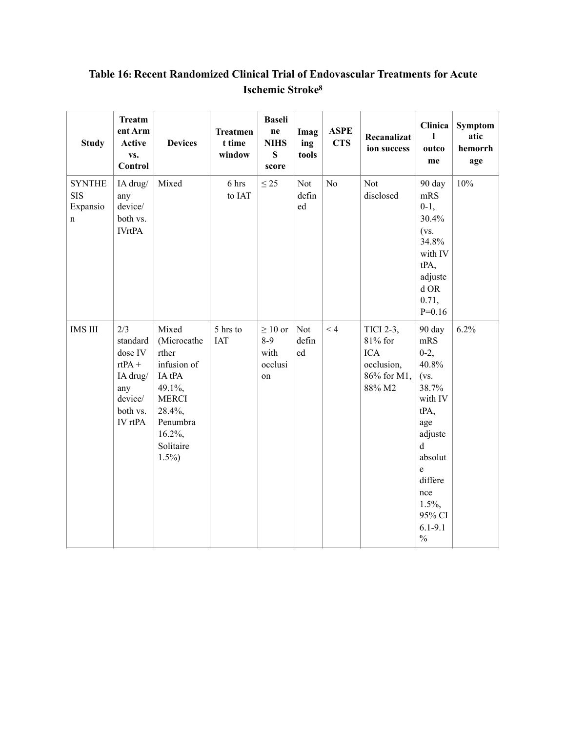**Table 16: Recent Randomized Clinical Trial of Endovascular Treatments for Acute Ischemic Stroke[8]**

| Study | Treatment Arm Active vs. Control | Devices | Treatment time window | Baseline NIHSS score | Imaging tools | ASPECTS | Recanalization success | Clinical outcome | Symptomatic hemorrhage |
|---|---|---|---|---|---|---|---|---|---|
| SYNTHESIS Expansion | IA drug/ any device/ both vs. IVrtPA | Mixed | 6 hrs to IAT | ≤ 25 | Not defined | No | Not disclosed | 90 day mRS 0-1, 30.4% (vs. 34.8% with IV tPA, adjusted OR 0.71, P=0.16 | 10% |
| IMS III | 2/3 standard dose IV rtPA + IA drug/ any device/ both vs. IV rtPA | Mixed (Microcatherther infusion of IA tPA 49.1%, MERCI 28.4%, Penumbra 16.2%, Solitaire 1.5%) | 5 hrs to IAT | ≥ 10 or 8-9 with occlusion | Not defined | < 4 | TICI 2-3, 81% for ICA occlusion, 86% for M1, 88% M2 | 90 day mRS 0-2, 40.8% (vs. 38.7% with IV tPA, age adjusted absolute difference 1.5%, 95% CI 6.1-9.1 % | 6.2% |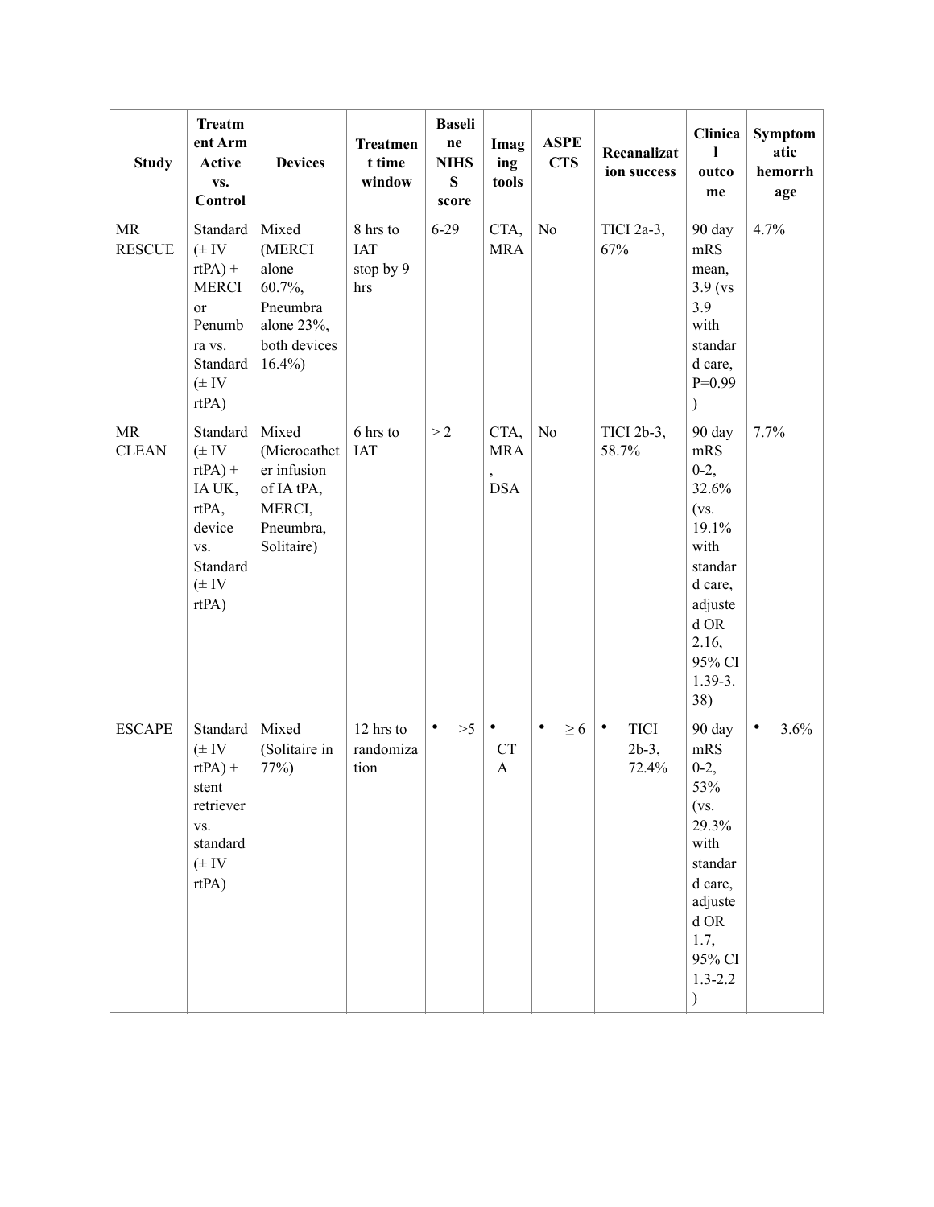| Study | Treatment Arm Active vs. Control | Devices | Treatment time window | Baseline NIHSS score | Imaging tools | ASPECTS | Recanalization success | Clinical outcome | Symptomatic hemorrhage |
|---|---|---|---|---|---|---|---|---|---|
| MR RESCUE | Standard (± IV rtPA) + MERCI or Penumbra vs. Standard (± IV rtPA) | Mixed (MERCI alone 60.7%, Pneumbra alone 23%, both devices 16.4%) | 8 hrs to IAT stop by 9 hrs | 6-29 | CTA, MRA | No | TICI 2a-3, 67% | 90 day mRS mean, 3.9 (vs 3.9 with standard care, P=0.99) | 4.7% |
| MR CLEAN | Standard (± IV rtPA) + IA UK, rtPA, device vs. Standard (± IV rtPA) | Mixed (Microcatheter infusion of IA tPA, MERCI, Pneumbra, Solitaire) | 6 hrs to IAT | > 2 | CTA, MRA, DSA | No | TICI 2b-3, 58.7% | 90 day mRS 0-2, 32.6% (vs. 19.1% with standard care, adjusted OR 2.16, 95% CI 1.39-3.38) | 7.7% |
| ESCAPE | Standard (± IV rtPA) + stent retriever vs. standard (± IV rtPA) | Mixed (Solitaire in 77%) | 12 hrs to randomization | • >5 | • CTA | • ≥ 6 | • TICI 2b-3, 72.4% | 90 day mRS 0-2, 53% (vs. 29.3% with standard care, adjusted OR 1.7, 95% CI 1.3-2.2) | • 3.6% |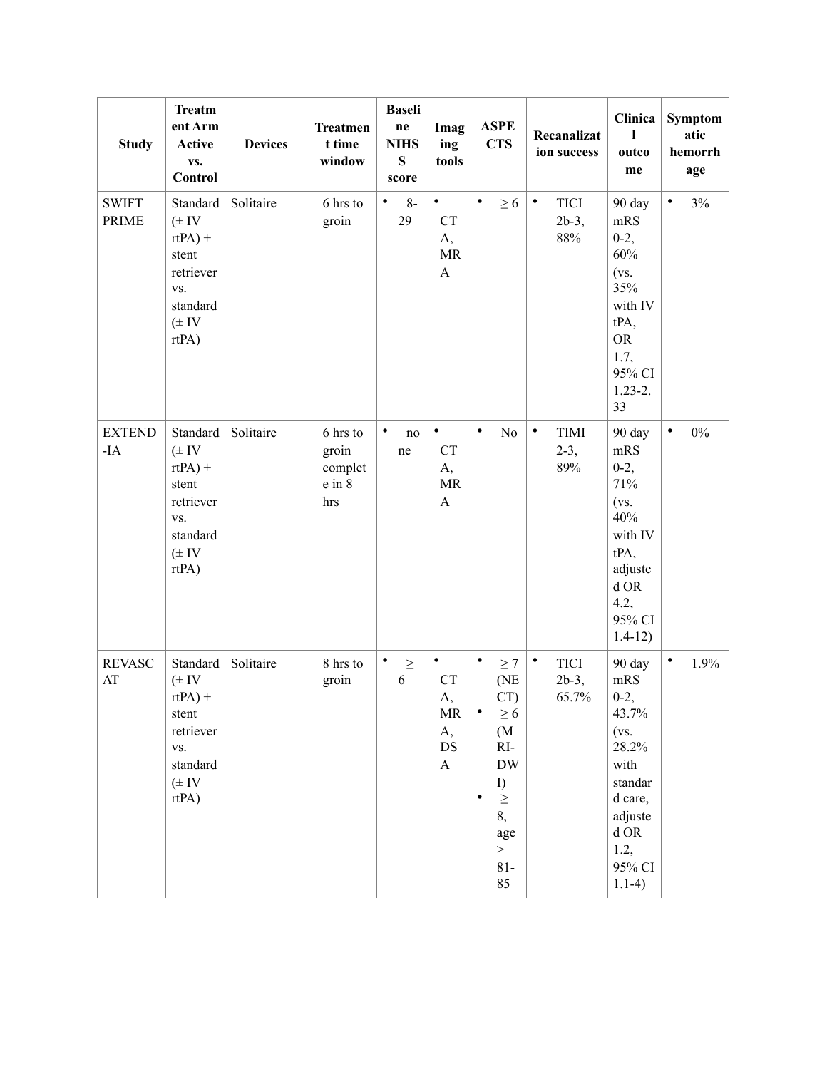| Study | Treatment Arm Active vs. Control | Devices | Treatment time window | Baseline NIHSS score | Imaging tools | ASPECTS | Recanalization success | Clinical outcome | Symptomatic hemorrhage |
|---|---|---|---|---|---|---|---|---|---|
| SWIFT PRIME | Standard (± IV rtPA) + stent retriever vs. standard (± IV rtPA) | Solitaire | 6 hrs to groin | • 8-29 | • CTA, MRA | • ≥ 6 | • TICI 2b-3, 88% | 90 day mRS 0-2, 60% (vs. 35% with IV tPA, OR 1.7, 95% CI 1.23-2.33 | • 3% |
| EXTEND-IA | Standard (± IV rtPA) + stent retriever vs. standard (± IV rtPA) | Solitaire | 6 hrs to groin complete in 8 hrs | • none | • CTA, MRA | • No | • TIMI 2-3, 89% | 90 day mRS 0-2, 71% (vs. 40% with IV tPA, adjusted OR 4.2, 95% CI 1.4-12) | • 0% |
| REVASCAT | Standard (± IV rtPA) + stent retriever vs. standard (± IV rtPA) | Solitaire | 8 hrs to groin | • ≥ 6 | • CTA, MRA, DSA | • ≥ 7 (NECT)<br>• ≥ 6 (MRI-DWI)<br>• ≥ 8, age > 81-85 | • TICI 2b-3, 65.7% | 90 day mRS 0-2, 43.7% (vs. 28.2% with standard care, adjusted OR 1.2, 95% CI 1.1-4) | • 1.9% |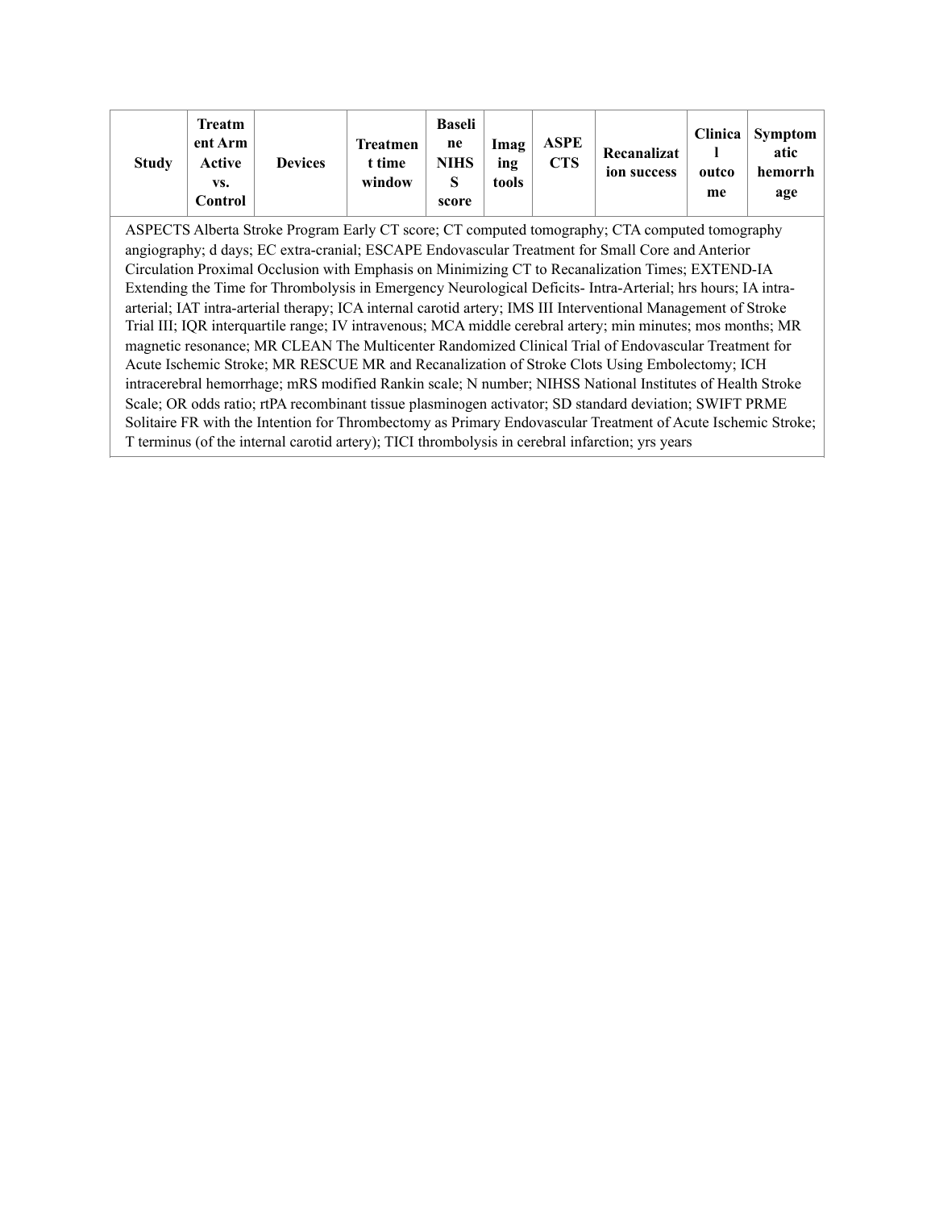| Study | Treatment Arm Active vs. Control | Devices | Treatment time window | Baseline NIHSS score | Imaging tools | ASPECTS | Recanalization success | Clinical outcome | Symptomatic hemorrhage |
|---|---|---|---|---|---|---|---|---|---|

ASPECTS Alberta Stroke Program Early CT score; CT computed tomography; CTA computed tomography angiography; d days; EC extra-cranial; ESCAPE Endovascular Treatment for Small Core and Anterior Circulation Proximal Occlusion with Emphasis on Minimizing CT to Recanalization Times; EXTEND-IA Extending the Time for Thrombolysis in Emergency Neurological Deficits- Intra-Arterial; hrs hours; IA intra-arterial; IAT intra-arterial therapy; ICA internal carotid artery; IMS III Interventional Management of Stroke Trial III; IQR interquartile range; IV intravenous; MCA middle cerebral artery; min minutes; mos months; MR magnetic resonance; MR CLEAN The Multicenter Randomized Clinical Trial of Endovascular Treatment for Acute Ischemic Stroke; MR RESCUE MR and Recanalization of Stroke Clots Using Embolectomy; ICH intracerebral hemorrhage; mRS modified Rankin scale; N number; NIHSS National Institutes of Health Stroke Scale; OR odds ratio; rtPA recombinant tissue plasminogen activator; SD standard deviation; SWIFT PRME Solitaire FR with the Intention for Thrombectomy as Primary Endovascular Treatment of Acute Ischemic Stroke; T terminus (of the internal carotid artery); TICI thrombolysis in cerebral infarction; yrs years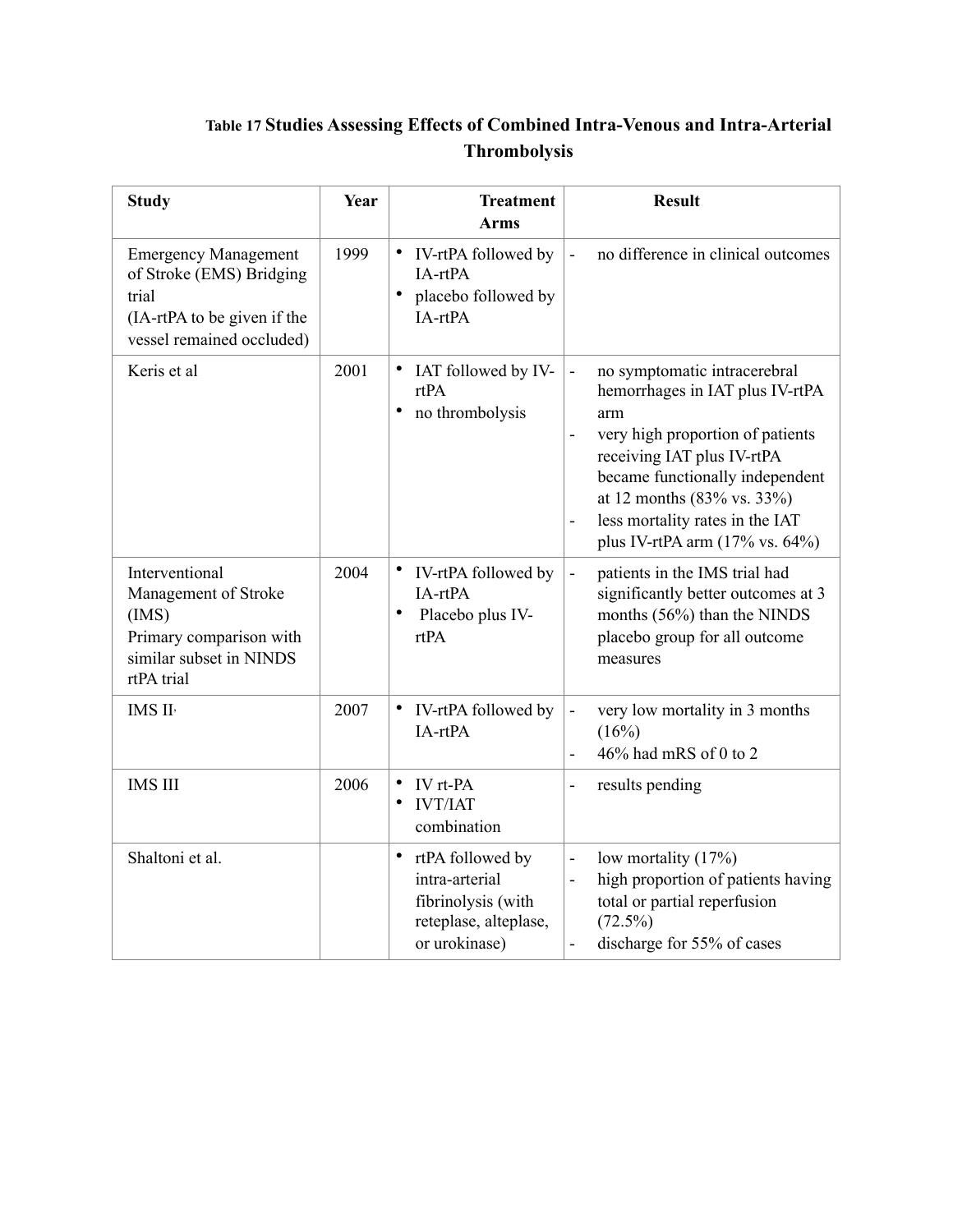**Table 17 Studies Assessing Effects of Combined Intra-Venous and Intra-Arterial Thrombolysis**

| Study | Year | Treatment Arms | Result |
|---|---|---|---|
| Emergency Management of Stroke (EMS) Bridging trial (IA-rtPA to be given if the vessel remained occluded) | 1999 | • IV-rtPA followed by IA-rtPA<br>• placebo followed by IA-rtPA | - no difference in clinical outcomes |
| Keris et al | 2001 | • IAT followed by IV-rtPA<br>• no thrombolysis | - no symptomatic intracerebral hemorrhages in IAT plus IV-rtPA arm<br>- very high proportion of patients receiving IAT plus IV-rtPA became functionally independent at 12 months (83% vs. 33%)<br>- less mortality rates in the IAT plus IV-rtPA arm (17% vs. 64%) |
| Interventional Management of Stroke (IMS) Primary comparison with similar subset in NINDS rtPA trial | 2004 | • IV-rtPA followed by IA-rtPA<br>• Placebo plus IV-rtPA | - patients in the IMS trial had significantly better outcomes at 3 months (56%) than the NINDS placebo group for all outcome measures |
| IMS II | 2007 | • IV-rtPA followed by IA-rtPA | - very low mortality in 3 months (16%)<br>- 46% had mRS of 0 to 2 |
| IMS III | 2006 | • IV rt-PA<br>• IVT/IAT combination | - results pending |
| Shaltoni et al. | | • rtPA followed by intra-arterial fibrinolysis (with reteplase, alteplase, or urokinase) | - low mortality (17%)<br>- high proportion of patients having total or partial reperfusion (72.5%)<br>- discharge for 55% of cases |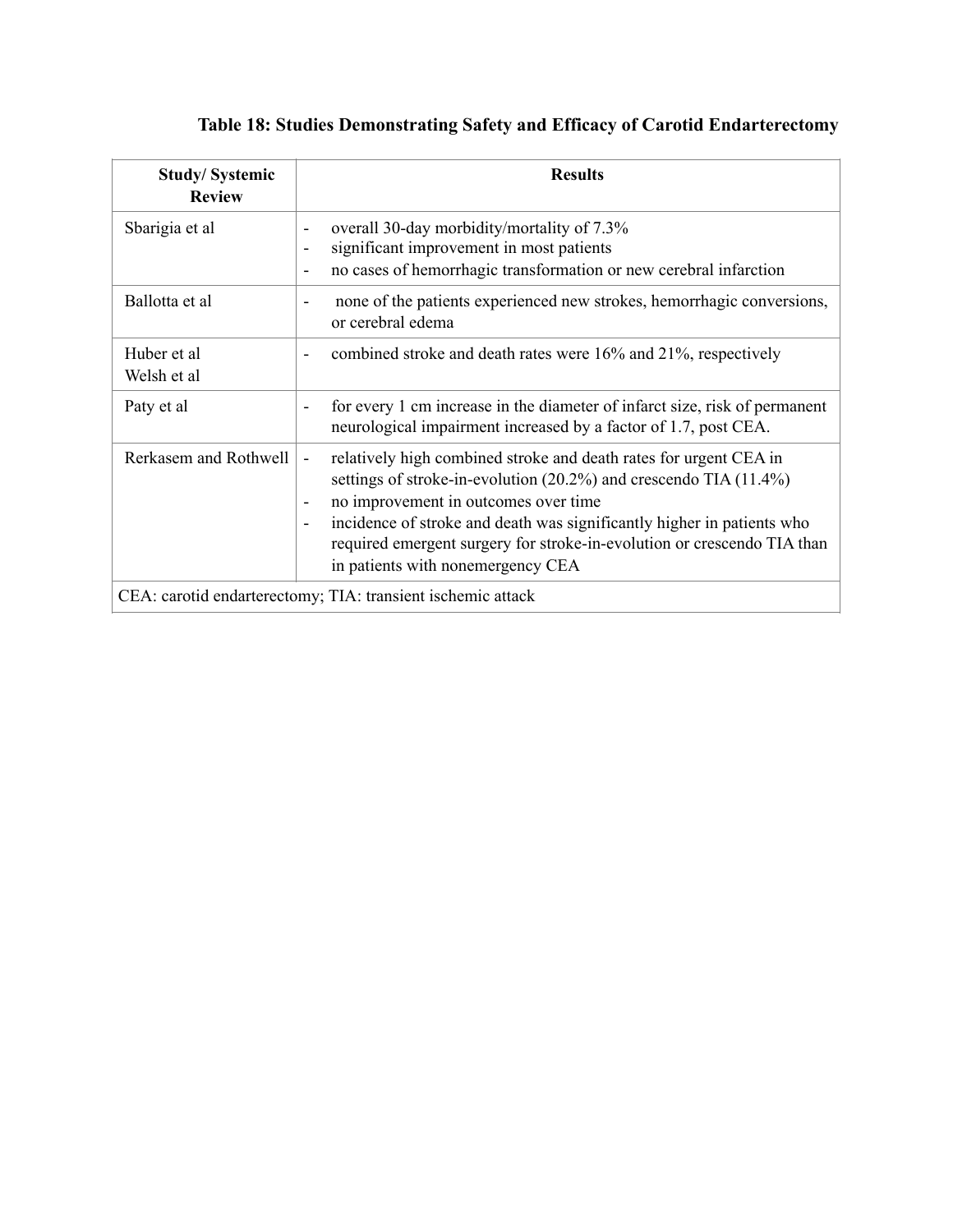**Table 18: Studies Demonstrating Safety and Efficacy of Carotid Endarterectomy**

| Study/ Systemic Review | Results |
|---|---|
| Sbarigia et al | - overall 30-day morbidity/mortality of 7.3%<br>- significant improvement in most patients<br>- no cases of hemorrhagic transformation or new cerebral infarction |
| Ballotta et al | - none of the patients experienced new strokes, hemorrhagic conversions, or cerebral edema |
| Huber et al<br>Welsh et al | - combined stroke and death rates were 16% and 21%, respectively |
| Paty et al | - for every 1 cm increase in the diameter of infarct size, risk of permanent neurological impairment increased by a factor of 1.7, post CEA. |
| Rerkasem and Rothwell | - relatively high combined stroke and death rates for urgent CEA in settings of stroke-in-evolution (20.2%) and crescendo TIA (11.4%)<br>- no improvement in outcomes over time<br>- incidence of stroke and death was significantly higher in patients who required emergent surgery for stroke-in-evolution or crescendo TIA than in patients with nonemergency CEA |
| CEA: carotid endarterectomy; TIA: transient ischemic attack | |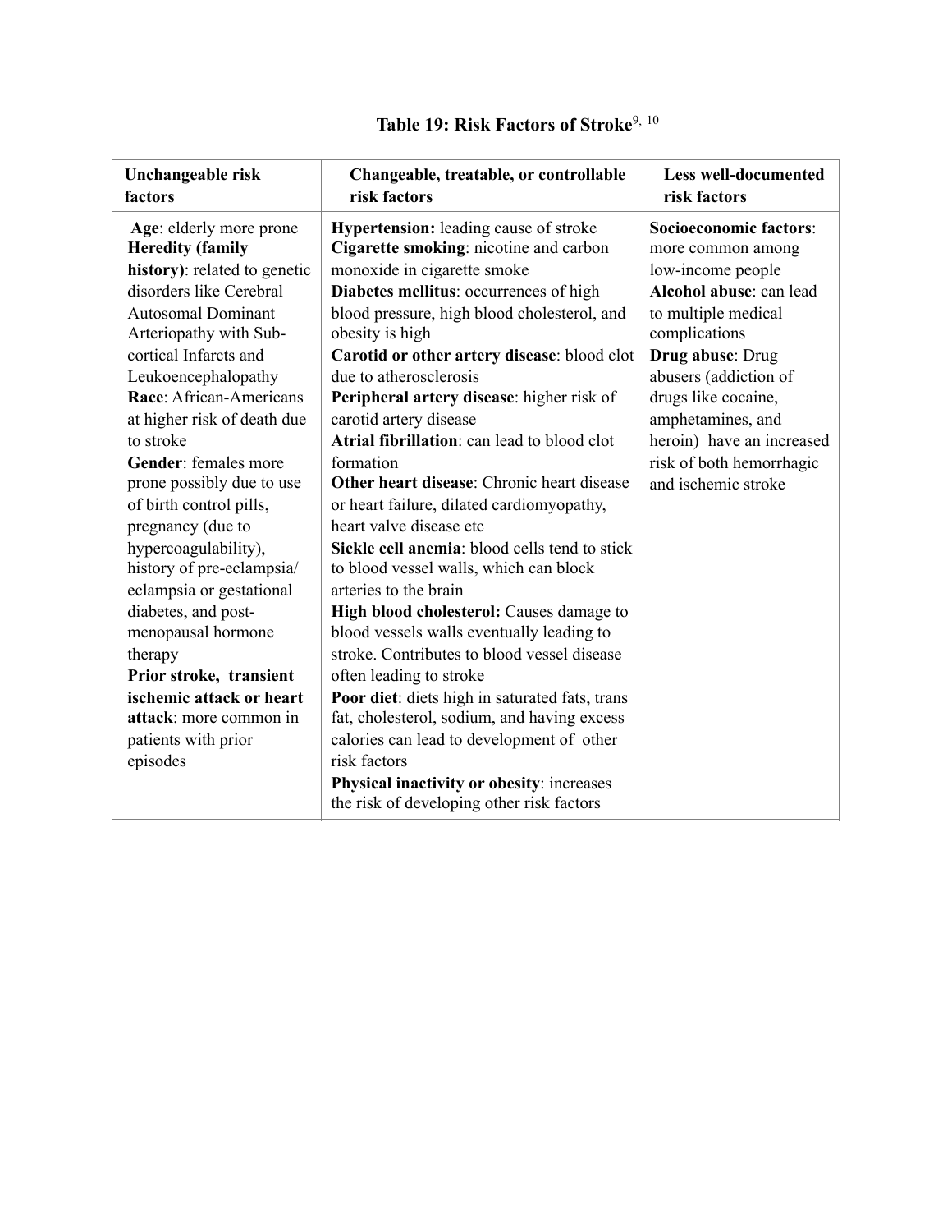**Table 19: Risk Factors of Stroke**[9, 10]

| Unchangeable risk factors | Changeable, treatable, or controllable risk factors | Less well-documented risk factors |
|---|---|---|
| **Age**: elderly more prone<br>**Heredity (family history)**: related to genetic disorders like Cerebral Autosomal Dominant Arteriopathy with Sub-cortical Infarcts and Leukoencephalopathy<br>**Race**: African-Americans at higher risk of death due to stroke<br>**Gender**: females more prone possibly due to use of birth control pills, pregnancy (due to hypercoagulability), history of pre-eclampsia/ eclampsia or gestational diabetes, and post-menopausal hormone therapy<br>**Prior stroke, transient ischemic attack or heart attack**: more common in patients with prior episodes | **Hypertension:** leading cause of stroke<br>**Cigarette smoking**: nicotine and carbon monoxide in cigarette smoke<br>**Diabetes mellitus**: occurrences of high blood pressure, high blood cholesterol, and obesity is high<br>**Carotid or other artery disease**: blood clot due to atherosclerosis<br>**Peripheral artery disease**: higher risk of carotid artery disease<br>**Atrial fibrillation**: can lead to blood clot formation<br>**Other heart disease**: Chronic heart disease or heart failure, dilated cardiomyopathy, heart valve disease etc<br>**Sickle cell anemia**: blood cells tend to stick to blood vessel walls, which can block arteries to the brain<br>**High blood cholesterol:** Causes damage to blood vessels walls eventually leading to stroke. Contributes to blood vessel disease often leading to stroke<br>**Poor diet**: diets high in saturated fats, trans fat, cholesterol, sodium, and having excess calories can lead to development of other risk factors<br>**Physical inactivity or obesity**: increases the risk of developing other risk factors | **Socioeconomic factors**: more common among low-income people<br>**Alcohol abuse**: can lead to multiple medical complications<br>**Drug abuse**: Drug abusers (addiction of drugs like cocaine, amphetamines, and heroin) have an increased risk of both hemorrhagic and ischemic stroke |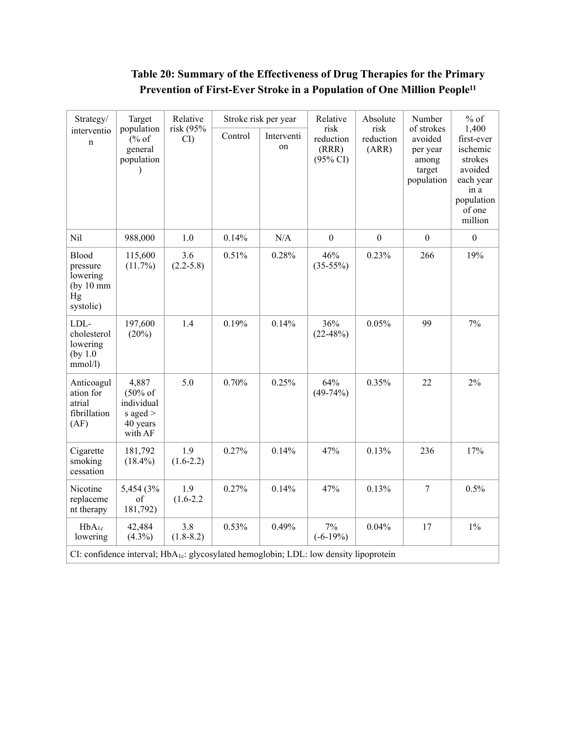**Table 20: Summary of the Effectiveness of Drug Therapies for the Primary Prevention of First-Ever Stroke in a Population of One Million People[11]**

| Strategy/ intervention | Target population (% of general population) | Relative risk (95% CI) | Stroke risk per year | | Relative risk reduction (RRR) (95% CI) | Absolute risk reduction (ARR) | Number of strokes avoided per year among target population | % of 1,400 first-ever ischemic strokes avoided each year in a population of one million |
|---|---|---|---|---|---|---|---|---|
| | | | Control | Intervention | | | | |
| Nil | 988,000 | 1.0 | 0.14% | N/A | 0 | 0 | 0 | 0 |
| Blood pressure lowering (by 10 mm Hg systolic) | 115,600 (11.7%) | 3.6 (2.2-5.8) | 0.51% | 0.28% | 46% (35-55%) | 0.23% | 266 | 19% |
| LDL-cholesterol lowering (by 1.0 mmol/l) | 197,600 (20%) | 1.4 | 0.19% | 0.14% | 36% (22-48%) | 0.05% | 99 | 7% |
| Anticoagulation for atrial fibrillation (AF) | 4,887 (50% of individuals aged > 40 years with AF | 5.0 | 0.70% | 0.25% | 64% (49-74%) | 0.35% | 22 | 2% |
| Cigarette smoking cessation | 181,792 (18.4%) | 1.9 (1.6-2.2) | 0.27% | 0.14% | 47% | 0.13% | 236 | 17% |
| Nicotine replacement therapy | 5,454 (3% of 181,792) | 1.9 (1.6-2.2 | 0.27% | 0.14% | 47% | 0.13% | 7 | 0.5% |
| $HbA_{1c}$ lowering | 42,484 (4.3%) | 3.8 (1.8-8.2) | 0.53% | 0.49% | 7% (-6-19%) | 0.04% | 17 | 1% |

CI: confidence interval; $HbA_{1c}$: glycosylated hemoglobin; LDL: low density lipoprotein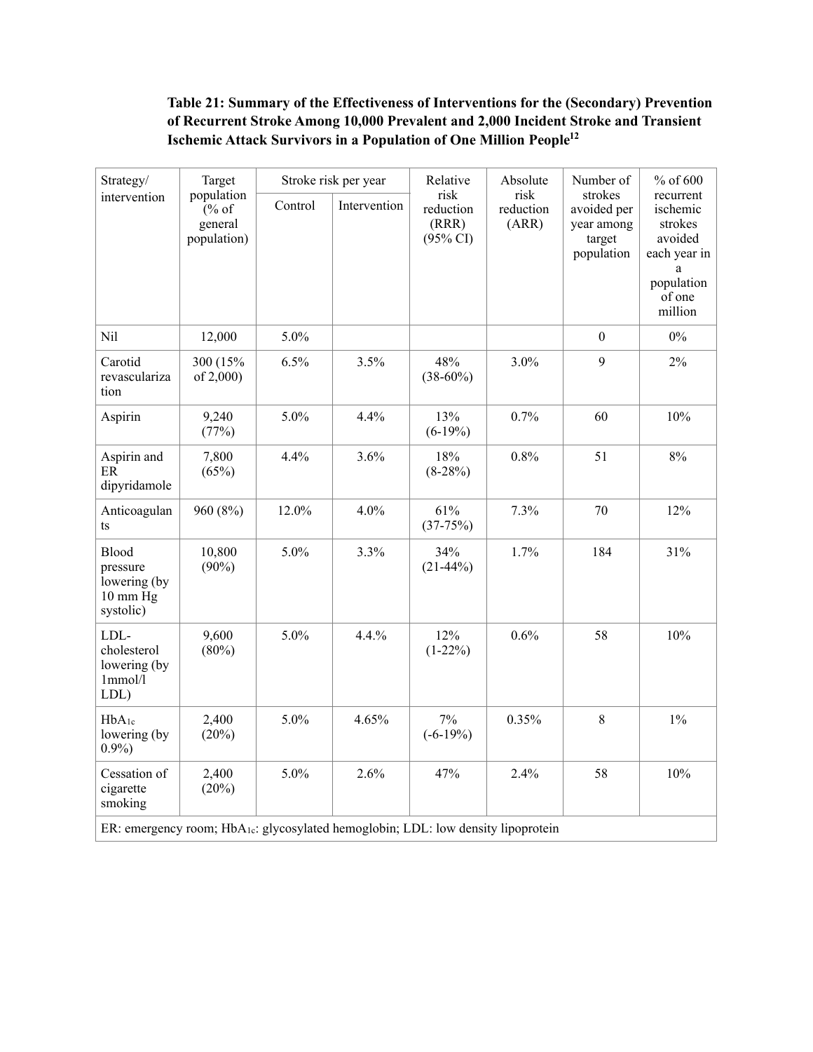**Table 21: Summary of the Effectiveness of Interventions for the (Secondary) Prevention of Recurrent Stroke Among 10,000 Prevalent and 2,000 Incident Stroke and Transient Ischemic Attack Survivors in a Population of One Million People[12]**

| Strategy/ intervention | Target population (% of general population) | Stroke risk per year | | Relative risk reduction (RRR) (95% CI) | Absolute risk reduction (ARR) | Number of strokes avoided per year among target population | % of 600 recurrent ischemic strokes avoided each year in a population of one million |
|---|---|---|---|---|---|---|---|
| | | Control | Intervention | | | | |
| Nil | 12,000 | 5.0% | | | | 0 | 0% |
| Carotid revascularization | 300 (15% of 2,000) | 6.5% | 3.5% | 48% (38-60%) | 3.0% | 9 | 2% |
| Aspirin | 9,240 (77%) | 5.0% | 4.4% | 13% (6-19%) | 0.7% | 60 | 10% |
| Aspirin and ER dipyridamole | 7,800 (65%) | 4.4% | 3.6% | 18% (8-28%) | 0.8% | 51 | 8% |
| Anticoagulants | 960 (8%) | 12.0% | 4.0% | 61% (37-75%) | 7.3% | 70 | 12% |
| Blood pressure lowering (by 10 mm Hg systolic) | 10,800 (90%) | 5.0% | 3.3% | 34% (21-44%) | 1.7% | 184 | 31% |
| LDL-cholesterol lowering (by 1mmol/l LDL) | 9,600 (80%) | 5.0% | 4.4.% | 12% (1-22%) | 0.6% | 58 | 10% |
| $HbA_{1c}$ lowering (by 0.9%) | 2,400 (20%) | 5.0% | 4.65% | 7% (-6-19%) | 0.35% | 8 | 1% |
| Cessation of cigarette smoking | 2,400 (20%) | 5.0% | 2.6% | 47% | 2.4% | 58 | 10% |

ER: emergency room; $HbA_{1c}$: glycosylated hemoglobin; LDL: low density lipoprotein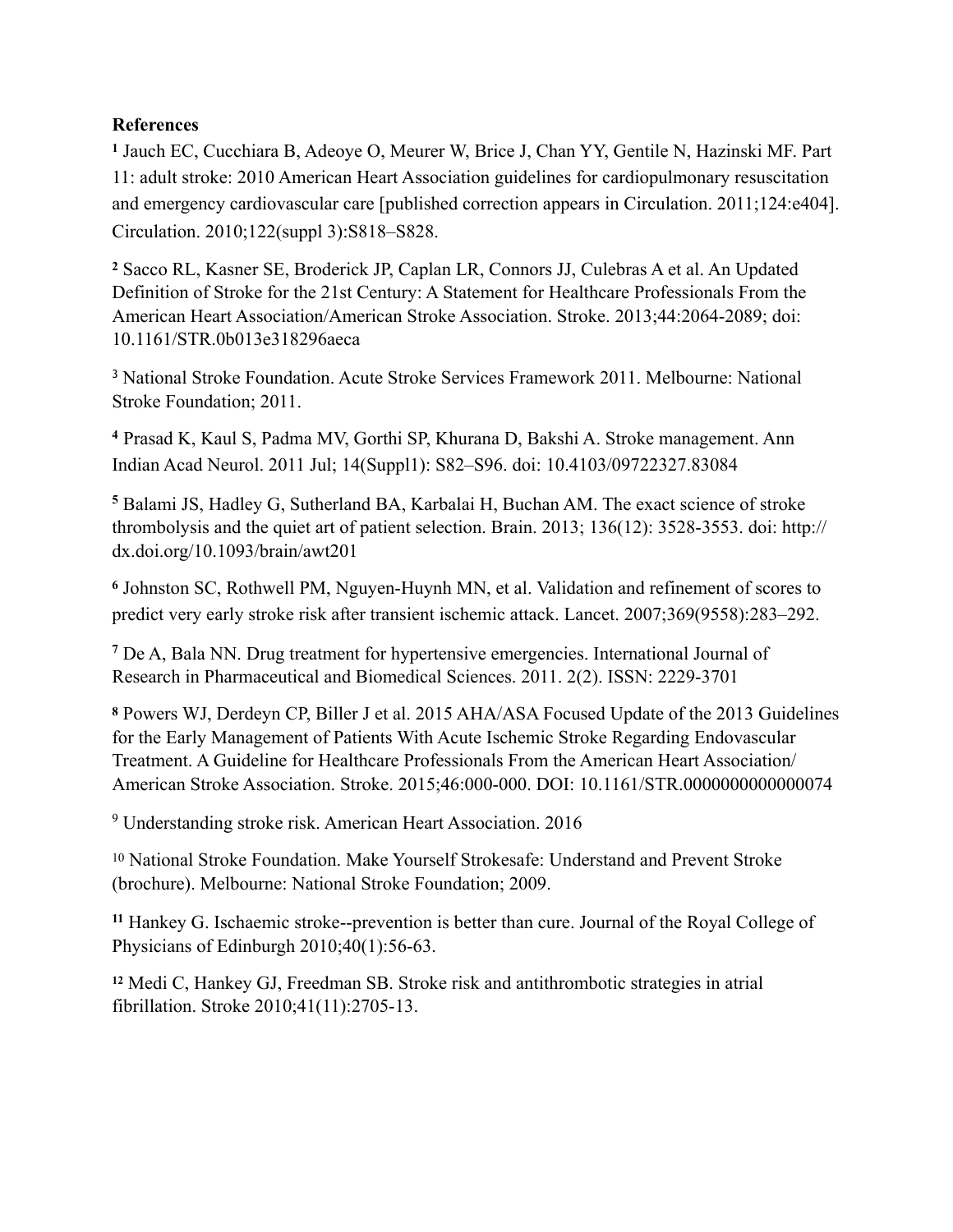**References**

[1] Jauch EC, Cucchiara B, Adeoye O, Meurer W, Brice J, Chan YY, Gentile N, Hazinski MF. Part 11: adult stroke: 2010 American Heart Association guidelines for cardiopulmonary resuscitation and emergency cardiovascular care [published correction appears in Circulation. 2011;124:e404]. Circulation. 2010;122(suppl 3):S818–S828.

[2] Sacco RL, Kasner SE, Broderick JP, Caplan LR, Connors JJ, Culebras A et al. An Updated Definition of Stroke for the 21st Century: A Statement for Healthcare Professionals From the American Heart Association/American Stroke Association. Stroke. 2013;44:2064-2089; doi: 10.1161/STR.0b013e318296aeca

[3] National Stroke Foundation. Acute Stroke Services Framework 2011. Melbourne: National Stroke Foundation; 2011.

[4] Prasad K, Kaul S, Padma MV, Gorthi SP, Khurana D, Bakshi A. Stroke management. Ann Indian Acad Neurol. 2011 Jul; 14(Suppl1): S82–S96. doi: 10.4103/09722327.83084

[5] Balami JS, Hadley G, Sutherland BA, Karbalai H, Buchan AM. The exact science of stroke thrombolysis and the quiet art of patient selection. Brain. 2013; 136(12): 3528-3553. doi: http://dx.doi.org/10.1093/brain/awt201

[6] Johnston SC, Rothwell PM, Nguyen-Huynh MN, et al. Validation and refinement of scores to predict very early stroke risk after transient ischemic attack. Lancet. 2007;369(9558):283–292.

[7] De A, Bala NN. Drug treatment for hypertensive emergencies. International Journal of Research in Pharmaceutical and Biomedical Sciences. 2011. 2(2). ISSN: 2229-3701

[8] Powers WJ, Derdeyn CP, Biller J et al. 2015 AHA/ASA Focused Update of the 2013 Guidelines for the Early Management of Patients With Acute Ischemic Stroke Regarding Endovascular Treatment. A Guideline for Healthcare Professionals From the American Heart Association/American Stroke Association. Stroke. 2015;46:000-000. DOI: 10.1161/STR.0000000000000074

[9] Understanding stroke risk. American Heart Association. 2016

[10] National Stroke Foundation. Make Yourself Strokesafe: Understand and Prevent Stroke (brochure). Melbourne: National Stroke Foundation; 2009.

[11] Hankey G. Ischaemic stroke--prevention is better than cure. Journal of the Royal College of Physicians of Edinburgh 2010;40(1):56-63.

[12] Medi C, Hankey GJ, Freedman SB. Stroke risk and antithrombotic strategies in atrial fibrillation. Stroke 2010;41(11):2705-13.